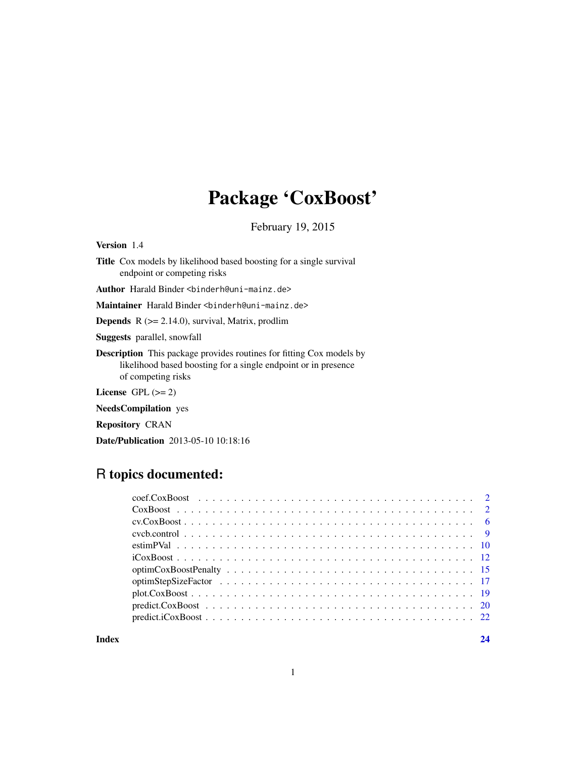# Package 'CoxBoost'

February 19, 2015

**Version** 1.4

**Title** Cox models by likelihood based boosting for a single survival endpoint or competing risks

**Author** Harald Binder <binderh@uni-mainz.de>

**Maintainer** Harald Binder <binderh@uni-mainz.de>

**Depends** R (>= 2.14.0), survival, Matrix, prodlim

**Suggests** parallel, snowfall

**Description** This package provides routines for fitting Cox models by likelihood based boosting for a single endpoint or in presence of competing risks

**License** GPL (>= 2)

**NeedsCompilation** yes

**Repository** CRAN

**Date/Publication** 2013-05-10 10:18:16

## R topics documented:

| | |
|---|---|
| coef.CoxBoost | 2 |
| CoxBoost | 2 |
| cv.CoxBoost | 6 |
| cvcb.control | 9 |
| estimPVal | 10 |
| iCoxBoost | 12 |
| optimCoxBoostPenalty | 15 |
| optimStepSizeFactor | 17 |
| plot.CoxBoost | 19 |
| predict.CoxBoost | 20 |
| predict.iCoxBoost | 22 |

**Index** 24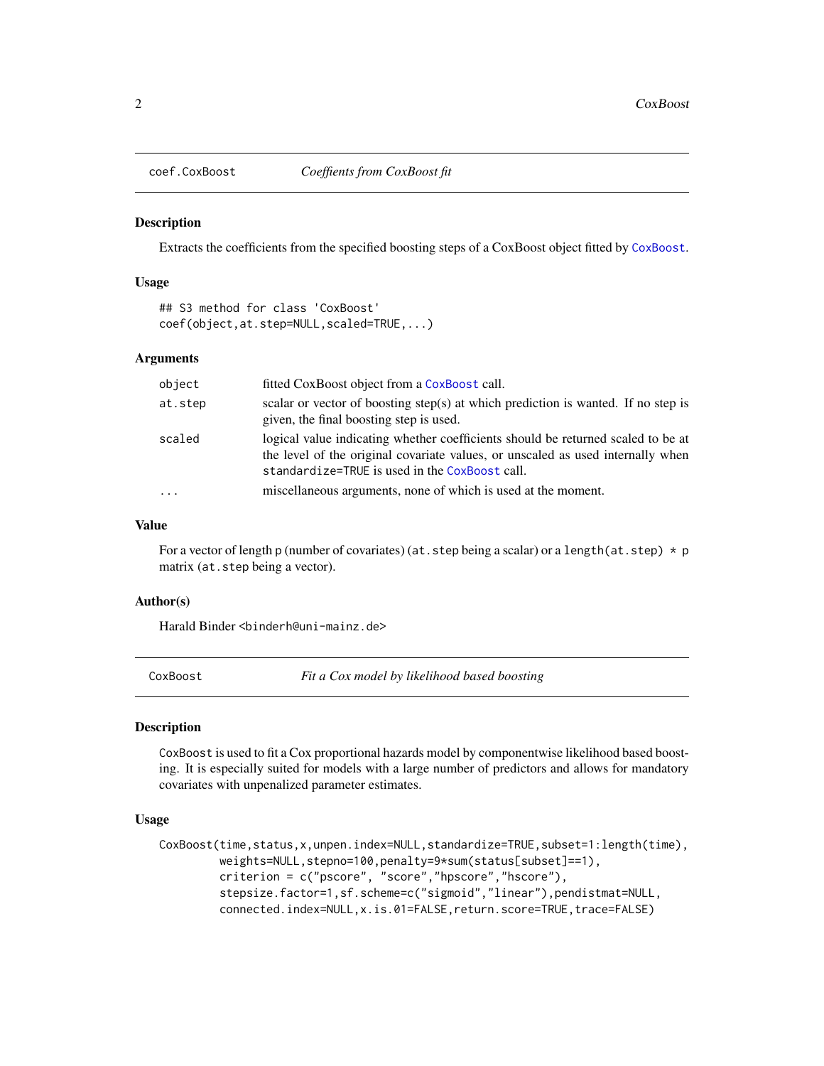## coef.CoxBoost    *Coeffients from CoxBoost fit*

### Description

Extracts the coefficients from the specified boosting steps of a CoxBoost object fitted by `CoxBoost`.

### Usage

```
## S3 method for class 'CoxBoost'
coef(object,at.step=NULL,scaled=TRUE,...)
```

### Arguments

| | |
|---|---|
| `object` | fitted CoxBoost object from a `CoxBoost` call. |
| `at.step` | scalar or vector of boosting step(s) at which prediction is wanted. If no step is given, the final boosting step is used. |
| `scaled` | logical value indicating whether coefficients should be returned scaled to be at the level of the original covariate values, or unscaled as used internally when `standardize=TRUE` is used in the `CoxBoost` call. |
| `...` | miscellaneous arguments, none of which is used at the moment. |

### Value

For a vector of length `p` (number of covariates) (`at.step` being a scalar) or a `length(at.step) * p` matrix (`at.step` being a vector).

### Author(s)

Harald Binder <binderh@uni-mainz.de>

## CoxBoost    *Fit a Cox model by likelihood based boosting*

### Description

`CoxBoost` is used to fit a Cox proportional hazards model by componentwise likelihood based boosting. It is especially suited for models with a large number of predictors and allows for mandatory covariates with unpenalized parameter estimates.

### Usage

```
CoxBoost(time,status,x,unpen.index=NULL,standardize=TRUE,subset=1:length(time),
         weights=NULL,stepno=100,penalty=9*sum(status[subset]==1),
         criterion = c("pscore", "score","hpscore","hscore"),
         stepsize.factor=1,sf.scheme=c("sigmoid","linear"),pendistmat=NULL,
         connected.index=NULL,x.is.01=FALSE,return.score=TRUE,trace=FALSE)
```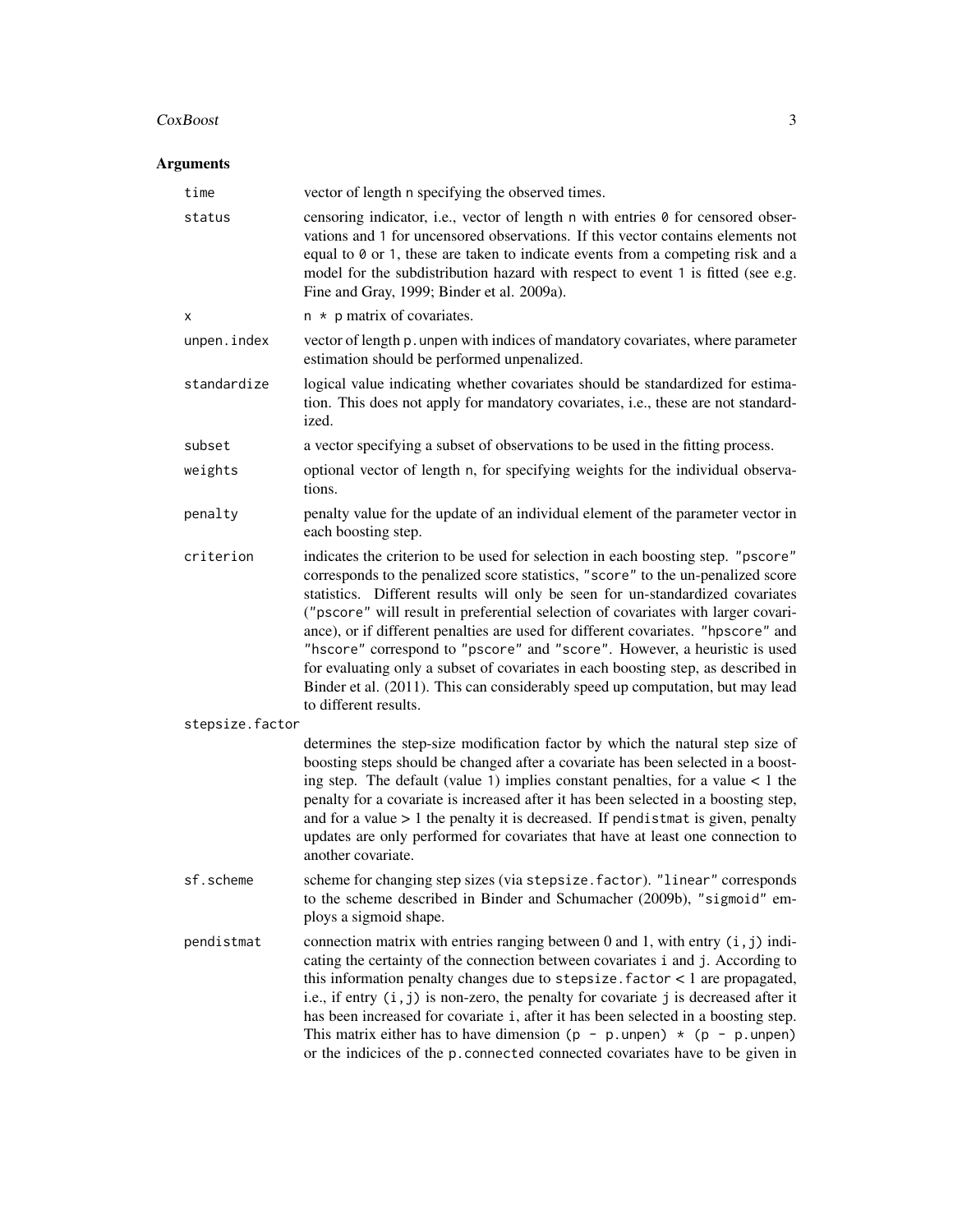## Arguments

| | |
|---|---|
| `time` | vector of length n specifying the observed times. |
| `status` | censoring indicator, i.e., vector of length n with entries `0` for censored observations and `1` for uncensored observations. If this vector contains elements not equal to `0` or `1`, these are taken to indicate events from a competing risk and a model for the subdistribution hazard with respect to event `1` is fitted (see e.g. Fine and Gray, 1999; Binder et al. 2009a). |
| `x` | `n * p` matrix of covariates. |
| `unpen.index` | vector of length `p.unpen` with indices of mandatory covariates, where parameter estimation should be performed unpenalized. |
| `standardize` | logical value indicating whether covariates should be standardized for estimation. This does not apply for mandatory covariates, i.e., these are not standardized. |
| `subset` | a vector specifying a subset of observations to be used in the fitting process. |
| `weights` | optional vector of length `n`, for specifying weights for the individual observations. |
| `penalty` | penalty value for the update of an individual element of the parameter vector in each boosting step. |
| `criterion` | indicates the criterion to be used for selection in each boosting step. `"pscore"` corresponds to the penalized score statistics, `"score"` to the un-penalized score statistics. Different results will only be seen for un-standardized covariates (`"pscore"` will result in preferential selection of covariates with larger covariance), or if different penalties are used for different covariates. `"hpscore"` and `"hscore"` correspond to `"pscore"` and `"score"`. However, a heuristic is used for evaluating only a subset of covariates in each boosting step, as described in Binder et al. (2011). This can considerably speed up computation, but may lead to different results. |
| `stepsize.factor` | determines the step-size modification factor by which the natural step size of boosting steps should be changed after a covariate has been selected in a boosting step. The default (value `1`) implies constant penalties, for a value < 1 the penalty for a covariate is increased after it has been selected in a boosting step, and for a value > 1 the penalty it is decreased. If `pendistmat` is given, penalty updates are only performed for covariates that have at least one connection to another covariate. |
| `sf.scheme` | scheme for changing step sizes (via `stepsize.factor`). `"linear"` corresponds to the scheme described in Binder and Schumacher (2009b), `"sigmoid"` employs a sigmoid shape. |
| `pendistmat` | connection matrix with entries ranging between 0 and 1, with entry `(i,j)` indicating the certainty of the connection between covariates `i` and `j`. According to this information penalty changes due to `stepsize.factor` < 1 are propagated, i.e., if entry `(i,j)` is non-zero, the penalty for covariate `j` is decreased after it has been increased for covariate `i`, after it has been selected in a boosting step. This matrix either has to have dimension `(p - p.unpen) * (p - p.unpen)` or the indicices of the `p.connected` connected covariates have to be given in |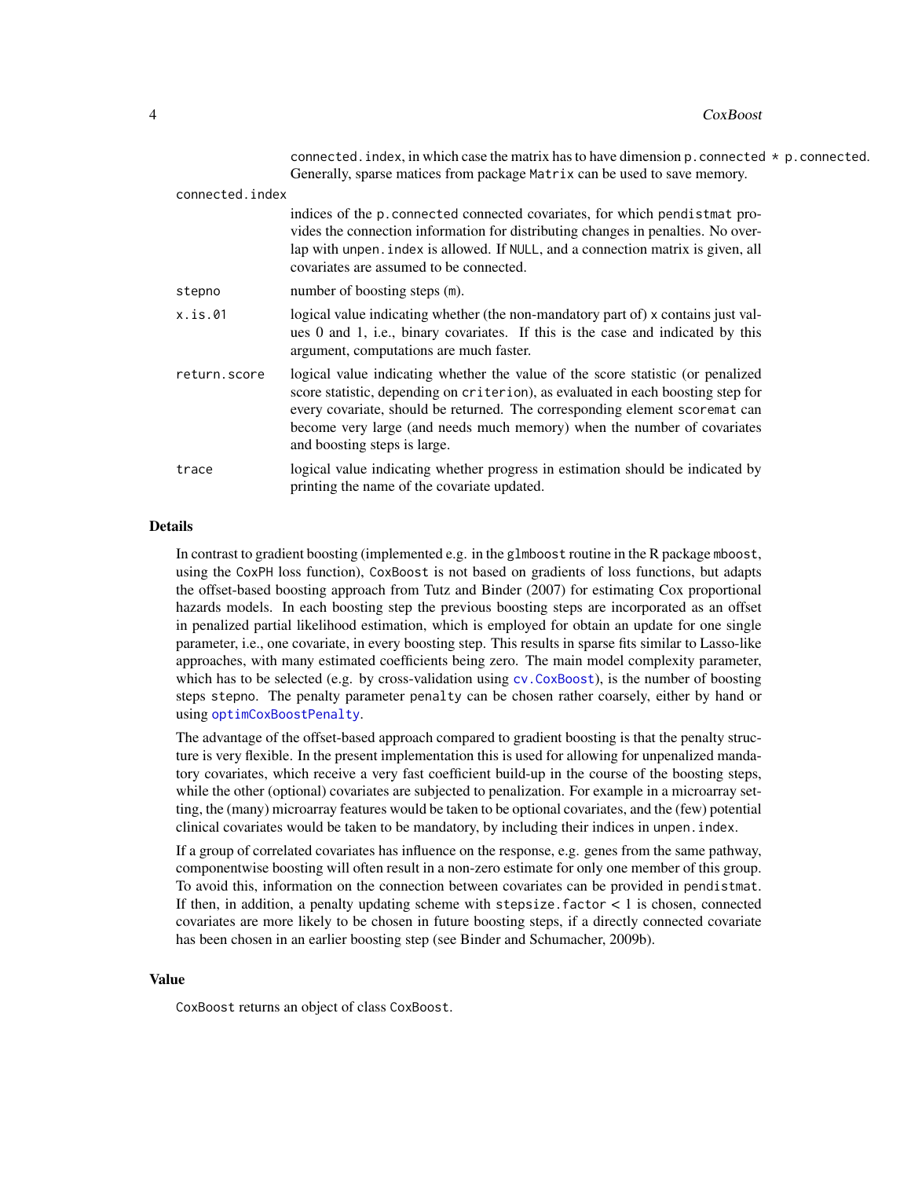connected.index, in which case the matrix has to have dimension p.connected * p.connected. Generally, sparse matices from package Matrix can be used to save memory.

connected.index
: indices of the p.connected connected covariates, for which pendistmat provides the connection information for distributing changes in penalties. No overlap with unpen.index is allowed. If NULL, and a connection matrix is given, all covariates are assumed to be connected.

stepno
: number of boosting steps (m).

x.is.01
: logical value indicating whether (the non-mandatory part of) x contains just values 0 and 1, i.e., binary covariates. If this is the case and indicated by this argument, computations are much faster.

return.score
: logical value indicating whether the value of the score statistic (or penalized score statistic, depending on criterion), as evaluated in each boosting step for every covariate, should be returned. The corresponding element scoremat can become very large (and needs much memory) when the number of covariates and boosting steps is large.

trace
: logical value indicating whether progress in estimation should be indicated by printing the name of the covariate updated.

## Details

In contrast to gradient boosting (implemented e.g. in the glmboost routine in the R package mboost, using the CoxPH loss function), CoxBoost is not based on gradients of loss functions, but adapts the offset-based boosting approach from Tutz and Binder (2007) for estimating Cox proportional hazards models. In each boosting step the previous boosting steps are incorporated as an offset in penalized partial likelihood estimation, which is employed for obtain an update for one single parameter, i.e., one covariate, in every boosting step. This results in sparse fits similar to Lasso-like approaches, with many estimated coefficients being zero. The main model complexity parameter, which has to be selected (e.g. by cross-validation using cv.CoxBoost), is the number of boosting steps stepno. The penalty parameter penalty can be chosen rather coarsely, either by hand or using optimCoxBoostPenalty.

The advantage of the offset-based approach compared to gradient boosting is that the penalty structure is very flexible. In the present implementation this is used for allowing for unpenalized mandatory covariates, which receive a very fast coefficient build-up in the course of the boosting steps, while the other (optional) covariates are subjected to penalization. For example in a microarray setting, the (many) microarray features would be taken to be optional covariates, and the (few) potential clinical covariates would be taken to be mandatory, by including their indices in unpen.index.

If a group of correlated covariates has influence on the response, e.g. genes from the same pathway, componentwise boosting will often result in a non-zero estimate for only one member of this group. To avoid this, information on the connection between covariates can be provided in pendistmat. If then, in addition, a penalty updating scheme with stepsize.factor < 1 is chosen, connected covariates are more likely to be chosen in future boosting steps, if a directly connected covariate has been chosen in an earlier boosting step (see Binder and Schumacher, 2009b).

## Value

CoxBoost returns an object of class CoxBoost.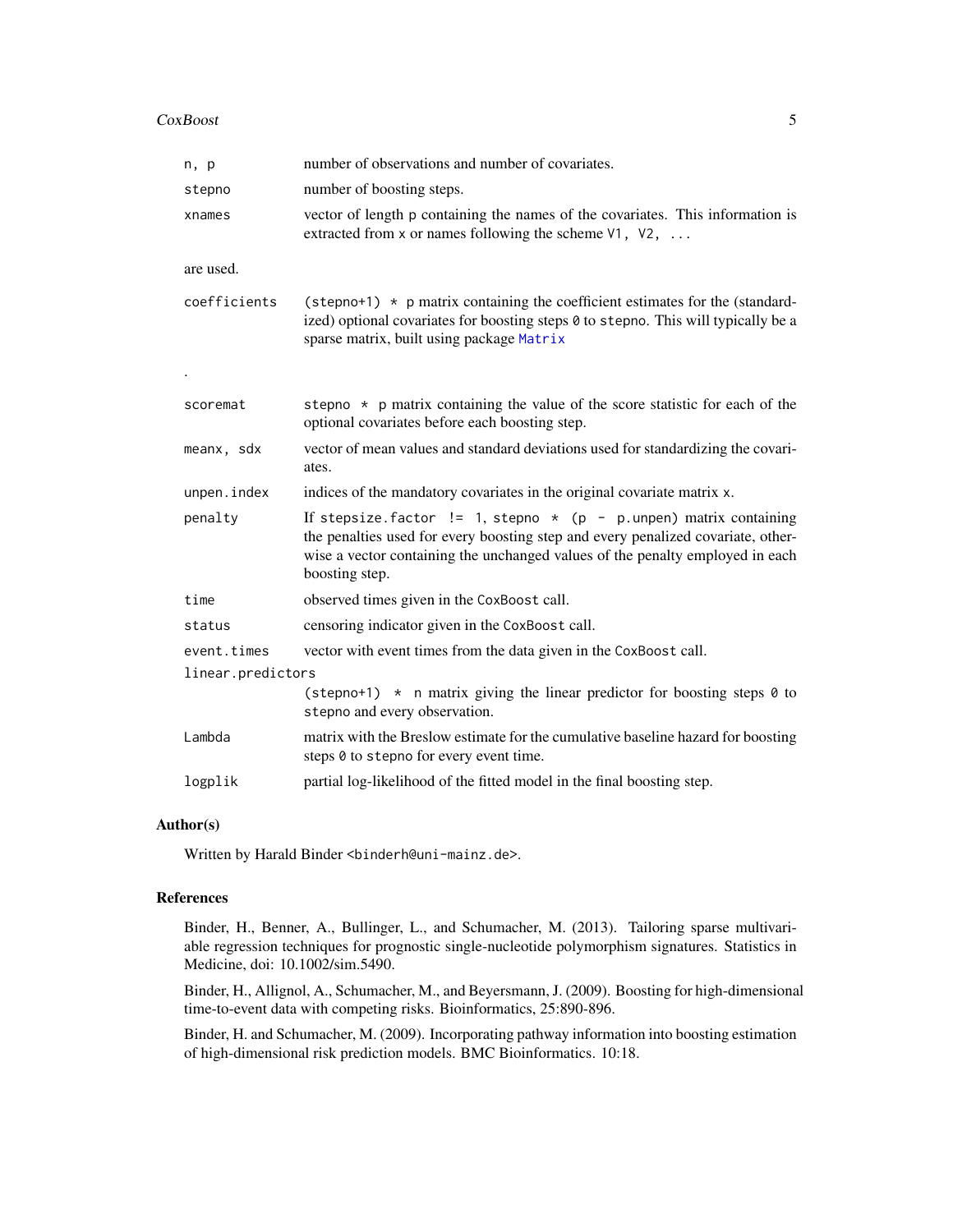| | |
|---|---|
| `n, p` | number of observations and number of covariates. |
| `stepno` | number of boosting steps. |
| `xnames` | vector of length `p` containing the names of the covariates. This information is extracted from `x` or names following the scheme `V1, V2, ...` |

are used.

| | |
|---|---|
| `coefficients` | `(stepno+1) * p` matrix containing the coefficient estimates for the (standardized) optional covariates for boosting steps `0` to `stepno`. This will typically be a sparse matrix, built using package `Matrix` |

.

| | |
|---|---|
| `scoremat` | `stepno * p` matrix containing the value of the score statistic for each of the optional covariates before each boosting step. |
| `meanx, sdx` | vector of mean values and standard deviations used for standardizing the covariates. |
| `unpen.index` | indices of the mandatory covariates in the original covariate matrix `x`. |
| `penalty` | If `stepsize.factor != 1`, `stepno * (p - p.unpen)` matrix containing the penalties used for every boosting step and every penalized covariate, otherwise a vector containing the unchanged values of the penalty employed in each boosting step. |
| `time` | observed times given in the `CoxBoost` call. |
| `status` | censoring indicator given in the `CoxBoost` call. |
| `event.times` | vector with event times from the data given in the `CoxBoost` call. |
| `linear.predictors` | `(stepno+1) * n` matrix giving the linear predictor for boosting steps `0` to `stepno` and every observation. |
| `Lambda` | matrix with the Breslow estimate for the cumulative baseline hazard for boosting steps `0` to `stepno` for every event time. |
| `logplik` | partial log-likelihood of the fitted model in the final boosting step. |

## Author(s)

Written by Harald Binder <binderh@uni-mainz.de>.

## References

Binder, H., Benner, A., Bullinger, L., and Schumacher, M. (2013). Tailoring sparse multivariable regression techniques for prognostic single-nucleotide polymorphism signatures. Statistics in Medicine, doi: 10.1002/sim.5490.

Binder, H., Allignol, A., Schumacher, M., and Beyersmann, J. (2009). Boosting for high-dimensional time-to-event data with competing risks. Bioinformatics, 25:890-896.

Binder, H. and Schumacher, M. (2009). Incorporating pathway information into boosting estimation of high-dimensional risk prediction models. BMC Bioinformatics. 10:18.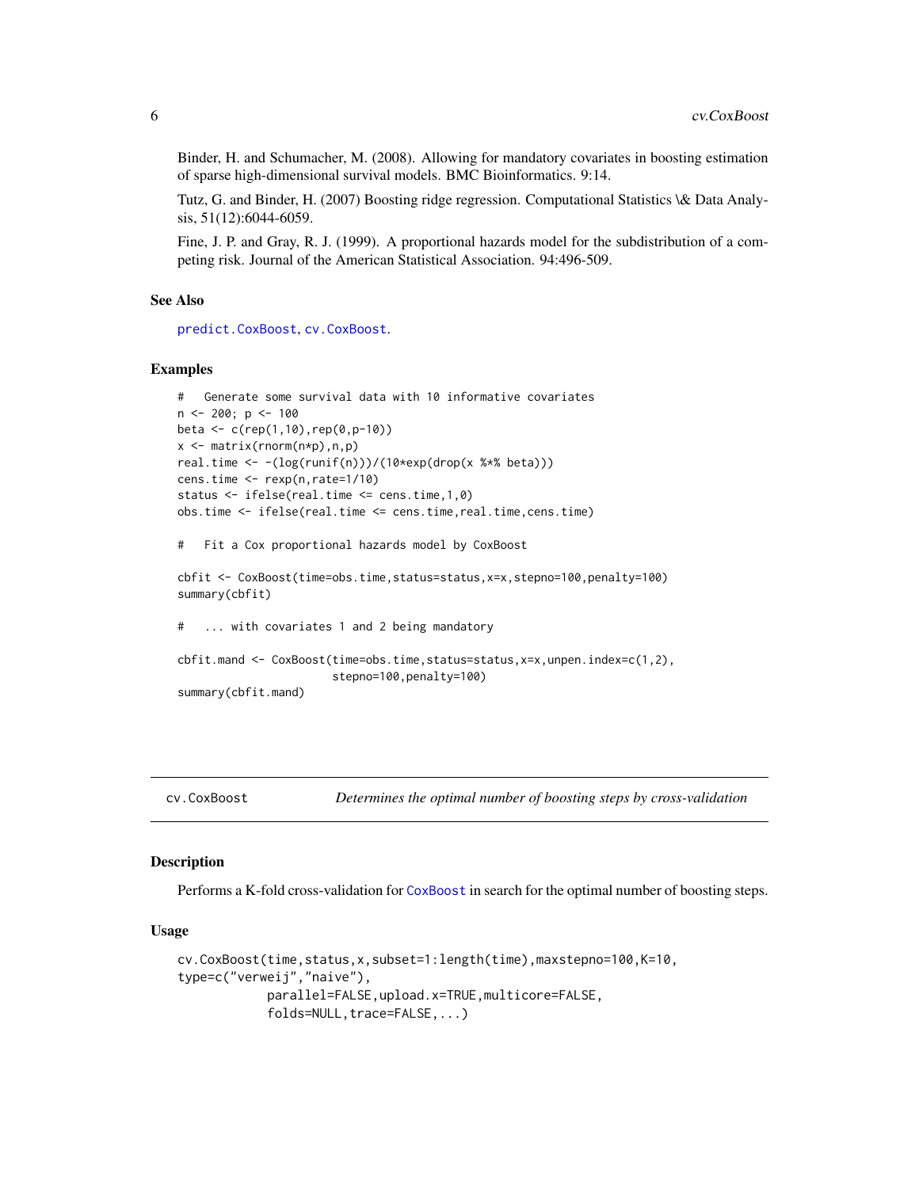Binder, H. and Schumacher, M. (2008). Allowing for mandatory covariates in boosting estimation of sparse high-dimensional survival models. BMC Bioinformatics. 9:14.

Tutz, G. and Binder, H. (2007) Boosting ridge regression. Computational Statistics \& Data Analysis, 51(12):6044-6059.

Fine, J. P. and Gray, R. J. (1999). A proportional hazards model for the subdistribution of a competing risk. Journal of the American Statistical Association. 94:496-509.

### See Also

predict.CoxBoost, cv.CoxBoost.

### Examples

```
#   Generate some survival data with 10 informative covariates
n <- 200; p <- 100
beta <- c(rep(1,10),rep(0,p-10))
x <- matrix(rnorm(n*p),n,p)
real.time <- -(log(runif(n)))/(10*exp(drop(x %*% beta)))
cens.time <- rexp(n,rate=1/10)
status <- ifelse(real.time <= cens.time,1,0)
obs.time <- ifelse(real.time <= cens.time,real.time,cens.time)

#   Fit a Cox proportional hazards model by CoxBoost

cbfit <- CoxBoost(time=obs.time,status=status,x=x,stepno=100,penalty=100)
summary(cbfit)

#   ... with covariates 1 and 2 being mandatory

cbfit.mand <- CoxBoost(time=obs.time,status=status,x=x,unpen.index=c(1,2),
                       stepno=100,penalty=100)
summary(cbfit.mand)
```

---

## cv.CoxBoost — *Determines the optimal number of boosting steps by cross-validation*

### Description

Performs a K-fold cross-validation for CoxBoost in search for the optimal number of boosting steps.

### Usage

```
cv.CoxBoost(time,status,x,subset=1:length(time),maxstepno=100,K=10,
type=c("verweij","naive"),
            parallel=FALSE,upload.x=TRUE,multicore=FALSE,
            folds=NULL,trace=FALSE,...)
```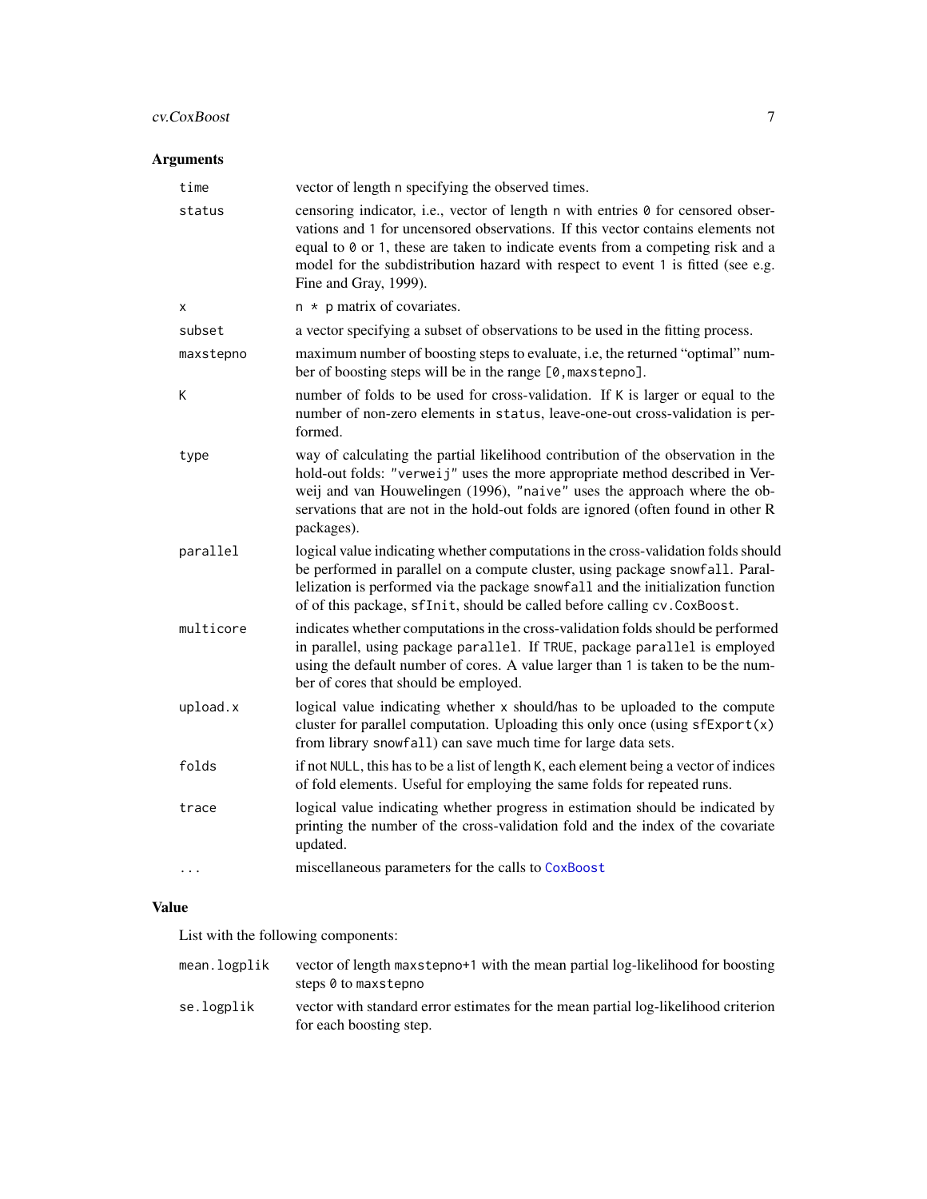## Arguments

| | |
|---|---|
| `time` | vector of length `n` specifying the observed times. |
| `status` | censoring indicator, i.e., vector of length `n` with entries `0` for censored observations and `1` for uncensored observations. If this vector contains elements not equal to `0` or `1`, these are taken to indicate events from a competing risk and a model for the subdistribution hazard with respect to event `1` is fitted (see e.g. Fine and Gray, 1999). |
| `x` | `n * p` matrix of covariates. |
| `subset` | a vector specifying a subset of observations to be used in the fitting process. |
| `maxstepno` | maximum number of boosting steps to evaluate, i.e, the returned "optimal" number of boosting steps will be in the range `[0,maxstepno]`. |
| `K` | number of folds to be used for cross-validation. If `K` is larger or equal to the number of non-zero elements in `status`, leave-one-out cross-validation is performed. |
| `type` | way of calculating the partial likelihood contribution of the observation in the hold-out folds: `"verweij"` uses the more appropriate method described in Verweij and van Houwelingen (1996), `"naive"` uses the approach where the observations that are not in the hold-out folds are ignored (often found in other R packages). |
| `parallel` | logical value indicating whether computations in the cross-validation folds should be performed in parallel on a compute cluster, using package `snowfall`. Parallelization is performed via the package `snowfall` and the initialization function of of this package, `sfInit`, should be called before calling `cv.CoxBoost`. |
| `multicore` | indicates whether computations in the cross-validation folds should be performed in parallel, using package `parallel`. If `TRUE`, package `parallel` is employed using the default number of cores. A value larger than `1` is taken to be the number of cores that should be employed. |
| `upload.x` | logical value indicating whether `x` should/has to be uploaded to the compute cluster for parallel computation. Uploading this only once (using `sfExport(x)` from library `snowfall`) can save much time for large data sets. |
| `folds` | if not `NULL`, this has to be a list of length `K`, each element being a vector of indices of fold elements. Useful for employing the same folds for repeated runs. |
| `trace` | logical value indicating whether progress in estimation should be indicated by printing the number of the cross-validation fold and the index of the covariate updated. |
| `...` | miscellaneous parameters for the calls to `CoxBoost` |

## Value

List with the following components:

| | |
|---|---|
| `mean.logplik` | vector of length `maxstepno+1` with the mean partial log-likelihood for boosting steps `0` to `maxstepno` |
| `se.logplik` | vector with standard error estimates for the mean partial log-likelihood criterion for each boosting step. |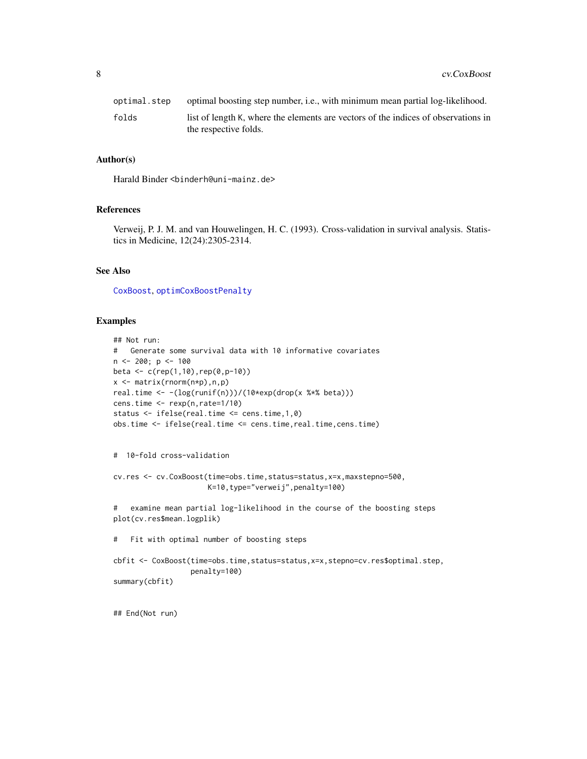| | |
|---|---|
| optimal.step | optimal boosting step number, i.e., with minimum mean partial log-likelihood. |
| folds | list of length K, where the elements are vectors of the indices of observations in the respective folds. |

## Author(s)

Harald Binder <binderh@uni-mainz.de>

## References

Verweij, P. J. M. and van Houwelingen, H. C. (1993). Cross-validation in survival analysis. Statistics in Medicine, 12(24):2305-2314.

## See Also

CoxBoost, optimCoxBoostPenalty

## Examples

```
## Not run:
#   Generate some survival data with 10 informative covariates
n <- 200; p <- 100
beta <- c(rep(1,10),rep(0,p-10))
x <- matrix(rnorm(n*p),n,p)
real.time <- -(log(runif(n)))/(10*exp(drop(x %*% beta)))
cens.time <- rexp(n,rate=1/10)
status <- ifelse(real.time <= cens.time,1,0)
obs.time <- ifelse(real.time <= cens.time,real.time,cens.time)


#  10-fold cross-validation

cv.res <- cv.CoxBoost(time=obs.time,status=status,x=x,maxstepno=500,
                      K=10,type="verweij",penalty=100)

#   examine mean partial log-likelihood in the course of the boosting steps
plot(cv.res$mean.logplik)

#   Fit with optimal number of boosting steps

cbfit <- CoxBoost(time=obs.time,status=status,x=x,stepno=cv.res$optimal.step,
                  penalty=100)
summary(cbfit)


## End(Not run)
```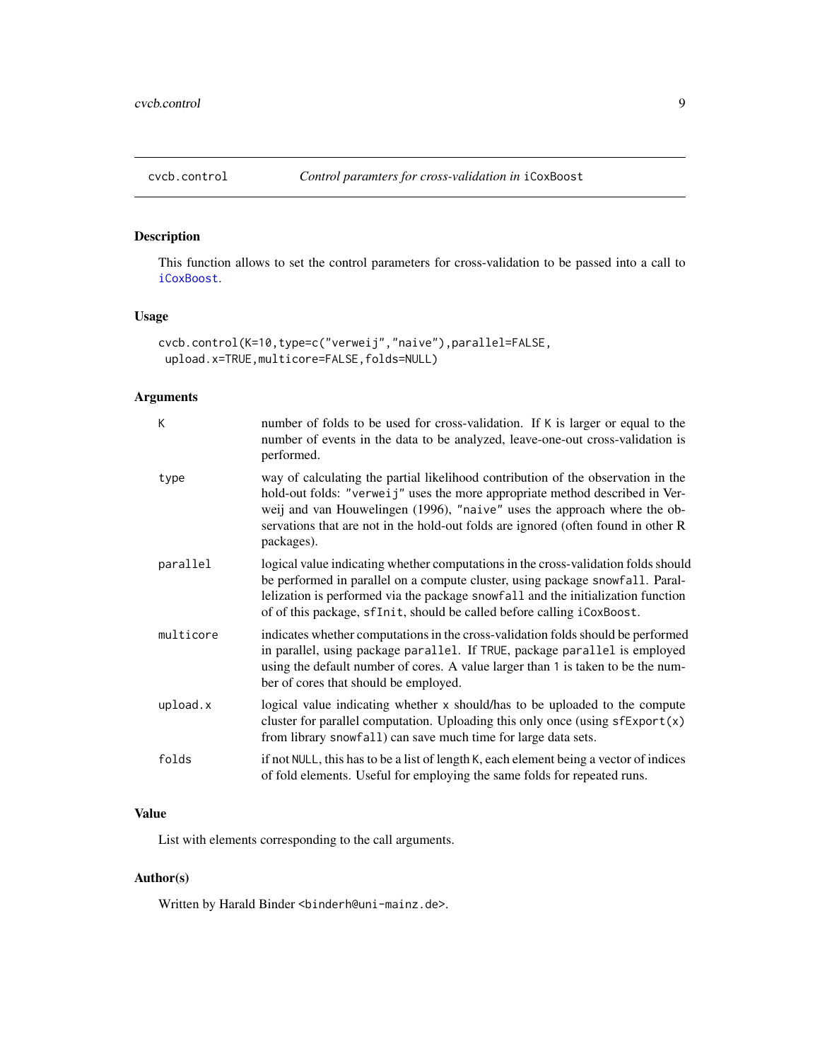cvcb.control *Control paramters for cross-validation in* iCoxBoost

## Description

This function allows to set the control parameters for cross-validation to be passed into a call to iCoxBoost.

## Usage

```
cvcb.control(K=10,type=c("verweij","naive"),parallel=FALSE,
 upload.x=TRUE,multicore=FALSE,folds=NULL)
```

## Arguments

| | |
|---|---|
| K | number of folds to be used for cross-validation. If K is larger or equal to the number of events in the data to be analyzed, leave-one-out cross-validation is performed. |
| type | way of calculating the partial likelihood contribution of the observation in the hold-out folds: "verweij" uses the more appropriate method described in Verweij and van Houwelingen (1996), "naive" uses the approach where the observations that are not in the hold-out folds are ignored (often found in other R packages). |
| parallel | logical value indicating whether computations in the cross-validation folds should be performed in parallel on a compute cluster, using package snowfall. Parallelization is performed via the package snowfall and the initialization function of of this package, sfInit, should be called before calling iCoxBoost. |
| multicore | indicates whether computations in the cross-validation folds should be performed in parallel, using package parallel. If TRUE, package parallel is employed using the default number of cores. A value larger than 1 is taken to be the number of cores that should be employed. |
| upload.x | logical value indicating whether x should/has to be uploaded to the compute cluster for parallel computation. Uploading this only once (using sfExport(x) from library snowfall) can save much time for large data sets. |
| folds | if not NULL, this has to be a list of length K, each element being a vector of indices of fold elements. Useful for employing the same folds for repeated runs. |

## Value

List with elements corresponding to the call arguments.

## Author(s)

Written by Harald Binder <binderh@uni-mainz.de>.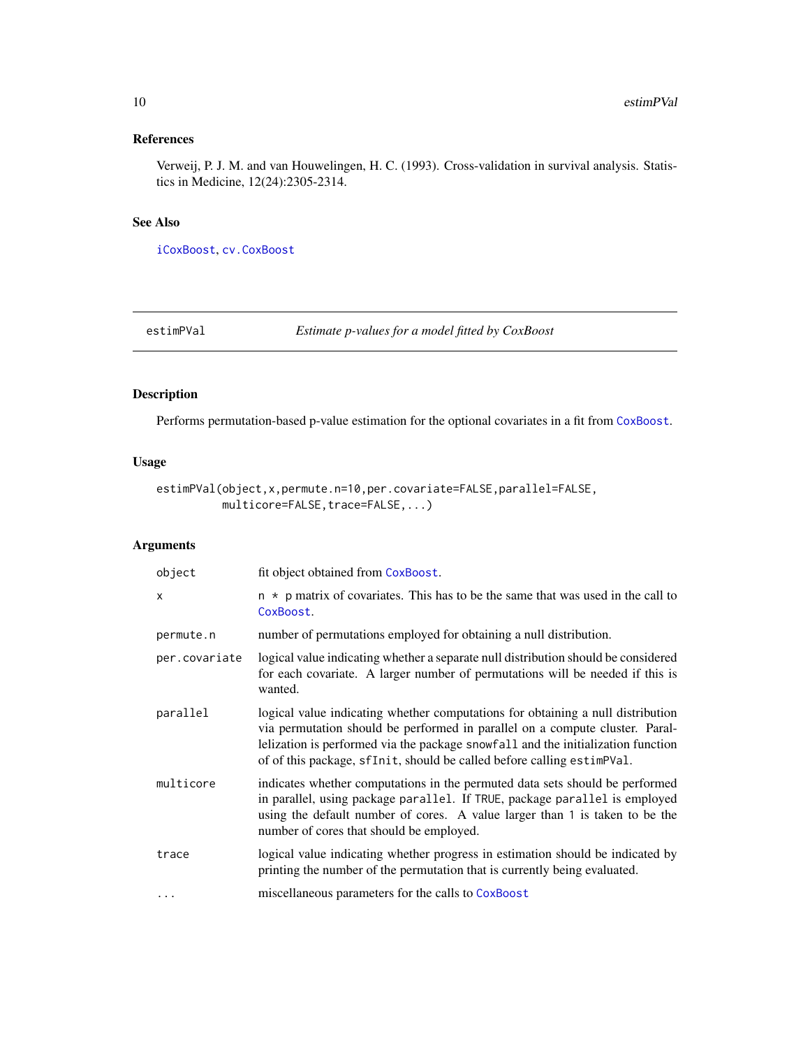### References

Verweij, P. J. M. and van Houwelingen, H. C. (1993). Cross-validation in survival analysis. Statistics in Medicine, 12(24):2305-2314.

### See Also

iCoxBoost, cv.CoxBoost

---

## estimPVal — *Estimate p-values for a model fitted by CoxBoost*

---

### Description

Performs permutation-based p-value estimation for the optional covariates in a fit from CoxBoost.

### Usage

```
estimPVal(object,x,permute.n=10,per.covariate=FALSE,parallel=FALSE,
          multicore=FALSE,trace=FALSE,...)
```

### Arguments

| | |
|---|---|
| object | fit object obtained from CoxBoost. |
| x | n * p matrix of covariates. This has to be the same that was used in the call to CoxBoost. |
| permute.n | number of permutations employed for obtaining a null distribution. |
| per.covariate | logical value indicating whether a separate null distribution should be considered for each covariate. A larger number of permutations will be needed if this is wanted. |
| parallel | logical value indicating whether computations for obtaining a null distribution via permutation should be performed in parallel on a compute cluster. Parallelization is performed via the package snowfall and the initialization function of of this package, sfInit, should be called before calling estimPVal. |
| multicore | indicates whether computations in the permuted data sets should be performed in parallel, using package parallel. If TRUE, package parallel is employed using the default number of cores. A value larger than 1 is taken to be the number of cores that should be employed. |
| trace | logical value indicating whether progress in estimation should be indicated by printing the number of the permutation that is currently being evaluated. |
| ... | miscellaneous parameters for the calls to CoxBoost |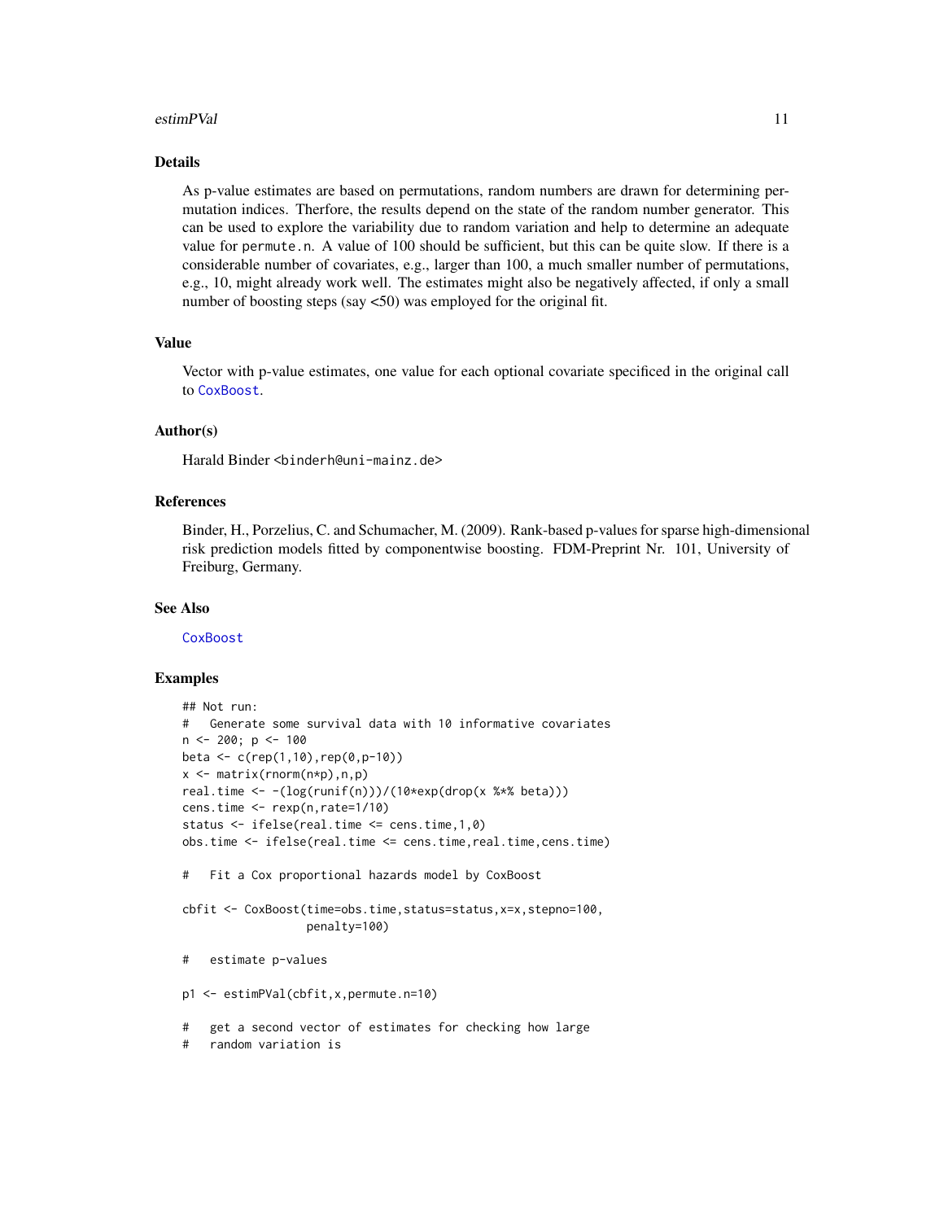### Details

As p-value estimates are based on permutations, random numbers are drawn for determining permutation indices. Therfore, the results depend on the state of the random number generator. This can be used to explore the variability due to random variation and help to determine an adequate value for `permute.n`. A value of 100 should be sufficient, but this can be quite slow. If there is a considerable number of covariates, e.g., larger than 100, a much smaller number of permutations, e.g., 10, might already work well. The estimates might also be negatively affected, if only a small number of boosting steps (say <50) was employed for the original fit.

### Value

Vector with p-value estimates, one value for each optional covariate specificed in the original call to `CoxBoost`.

### Author(s)

Harald Binder <binderh@uni-mainz.de>

### References

Binder, H., Porzelius, C. and Schumacher, M. (2009). Rank-based p-values for sparse high-dimensional risk prediction models fitted by componentwise boosting. FDM-Preprint Nr. 101, University of Freiburg, Germany.

### See Also

`CoxBoost`

### Examples

```
## Not run:
#   Generate some survival data with 10 informative covariates
n <- 200; p <- 100
beta <- c(rep(1,10),rep(0,p-10))
x <- matrix(rnorm(n*p),n,p)
real.time <- -(log(runif(n)))/(10*exp(drop(x %*% beta)))
cens.time <- rexp(n,rate=1/10)
status <- ifelse(real.time <= cens.time,1,0)
obs.time <- ifelse(real.time <= cens.time,real.time,cens.time)

#   Fit a Cox proportional hazards model by CoxBoost

cbfit <- CoxBoost(time=obs.time,status=status,x=x,stepno=100,
                  penalty=100)

#   estimate p-values

p1 <- estimPVal(cbfit,x,permute.n=10)

#   get a second vector of estimates for checking how large
#   random variation is
```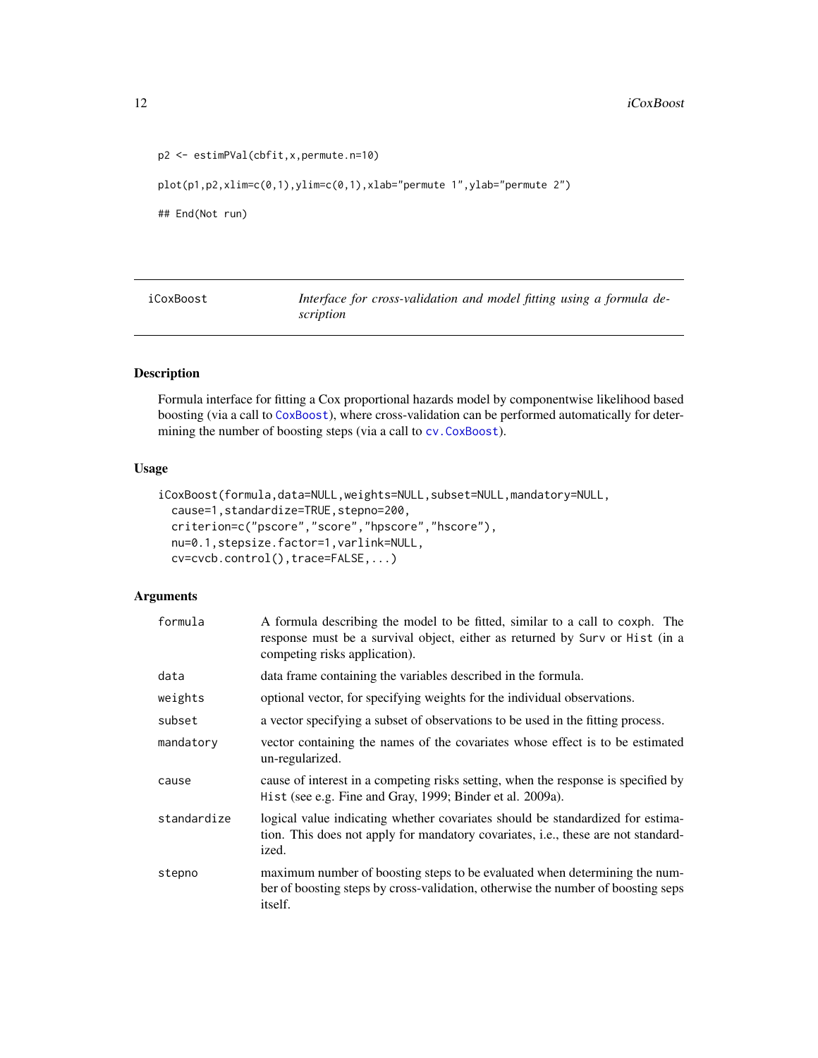```
p2 <- estimPVal(cbfit,x,permute.n=10)

plot(p1,p2,xlim=c(0,1),ylim=c(0,1),xlab="permute 1",ylab="permute 2")

## End(Not run)
```

## iCoxBoost

*Interface for cross-validation and model fitting using a formula description*

### Description

Formula interface for fitting a Cox proportional hazards model by componentwise likelihood based boosting (via a call to CoxBoost), where cross-validation can be performed automatically for determining the number of boosting steps (via a call to cv.CoxBoost).

### Usage

```
iCoxBoost(formula,data=NULL,weights=NULL,subset=NULL,mandatory=NULL,
  cause=1,standardize=TRUE,stepno=200,
  criterion=c("pscore","score","hpscore","hscore"),
  nu=0.1,stepsize.factor=1,varlink=NULL,
  cv=cvcb.control(),trace=FALSE,...)
```

### Arguments

| | |
|---|---|
| formula | A formula describing the model to be fitted, similar to a call to coxph. The response must be a survival object, either as returned by Surv or Hist (in a competing risks application). |
| data | data frame containing the variables described in the formula. |
| weights | optional vector, for specifying weights for the individual observations. |
| subset | a vector specifying a subset of observations to be used in the fitting process. |
| mandatory | vector containing the names of the covariates whose effect is to be estimated un-regularized. |
| cause | cause of interest in a competing risks setting, when the response is specified by Hist (see e.g. Fine and Gray, 1999; Binder et al. 2009a). |
| standardize | logical value indicating whether covariates should be standardized for estimation. This does not apply for mandatory covariates, i.e., these are not standardized. |
| stepno | maximum number of boosting steps to be evaluated when determining the number of boosting steps by cross-validation, otherwise the number of boosting seps itself. |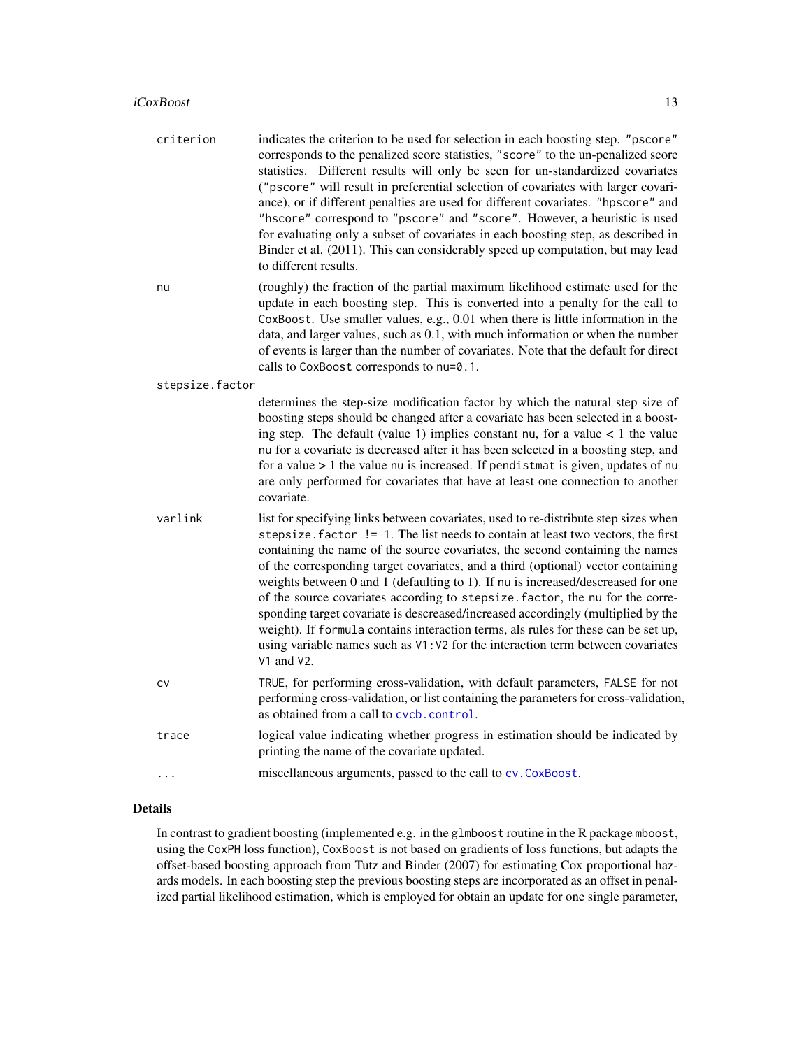`criterion`
: indicates the criterion to be used for selection in each boosting step. `"pscore"` corresponds to the penalized score statistics, `"score"` to the un-penalized score statistics. Different results will only be seen for un-standardized covariates (`"pscore"` will result in preferential selection of covariates with larger covariance), or if different penalties are used for different covariates. `"hpscore"` and `"hscore"` correspond to `"pscore"` and `"score"`. However, a heuristic is used for evaluating only a subset of covariates in each boosting step, as described in Binder et al. (2011). This can considerably speed up computation, but may lead to different results.

`nu`
: (roughly) the fraction of the partial maximum likelihood estimate used for the update in each boosting step. This is converted into a penalty for the call to `CoxBoost`. Use smaller values, e.g., 0.01 when there is little information in the data, and larger values, such as 0.1, with much information or when the number of events is larger than the number of covariates. Note that the default for direct calls to `CoxBoost` corresponds to `nu=0.1`.

`stepsize.factor`
: determines the step-size modification factor by which the natural step size of boosting steps should be changed after a covariate has been selected in a boosting step. The default (value 1) implies constant `nu`, for a value < 1 the value `nu` for a covariate is decreased after it has been selected in a boosting step, and for a value > 1 the value `nu` is increased. If `pendistmat` is given, updates of `nu` are only performed for covariates that have at least one connection to another covariate.

`varlink`
: list for specifying links between covariates, used to re-distribute step sizes when `stepsize.factor != 1`. The list needs to contain at least two vectors, the first containing the name of the source covariates, the second containing the names of the corresponding target covariates, and a third (optional) vector containing weights between 0 and 1 (defaulting to 1). If `nu` is increased/descreased for one of the source covariates according to `stepsize.factor`, the `nu` for the corresponding target covariate is descreased/increased accordingly (multiplied by the weight). If `formula` contains interaction terms, als rules for these can be set up, using variable names such as `V1:V2` for the interaction term between covariates `V1` and `V2`.

`cv`
: `TRUE`, for performing cross-validation, with default parameters, `FALSE` for not performing cross-validation, or list containing the parameters for cross-validation, as obtained from a call to `cvcb.control`.

`trace`
: logical value indicating whether progress in estimation should be indicated by printing the name of the covariate updated.

`...`
: miscellaneous arguments, passed to the call to `cv.CoxBoost`.

## Details

In contrast to gradient boosting (implemented e.g. in the `glmboost` routine in the R package `mboost`, using the `CoxPH` loss function), `CoxBoost` is not based on gradients of loss functions, but adapts the offset-based boosting approach from Tutz and Binder (2007) for estimating Cox proportional hazards models. In each boosting step the previous boosting steps are incorporated as an offset in penalized partial likelihood estimation, which is employed for obtain an update for one single parameter,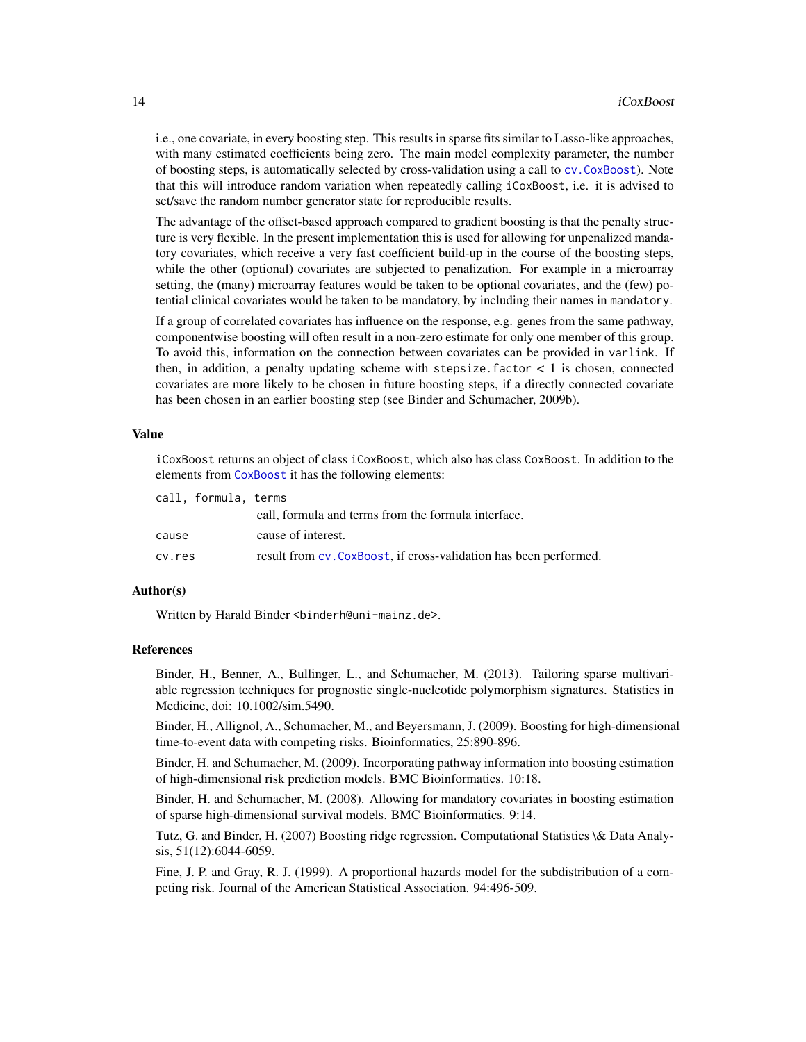i.e., one covariate, in every boosting step. This results in sparse fits similar to Lasso-like approaches, with many estimated coefficients being zero. The main model complexity parameter, the number of boosting steps, is automatically selected by cross-validation using a call to `cv.CoxBoost`). Note that this will introduce random variation when repeatedly calling `iCoxBoost`, i.e. it is advised to set/save the random number generator state for reproducible results.

The advantage of the offset-based approach compared to gradient boosting is that the penalty structure is very flexible. In the present implementation this is used for allowing for unpenalized mandatory covariates, which receive a very fast coefficient build-up in the course of the boosting steps, while the other (optional) covariates are subjected to penalization. For example in a microarray setting, the (many) microarray features would be taken to be optional covariates, and the (few) potential clinical covariates would be taken to be mandatory, by including their names in `mandatory`.

If a group of correlated covariates has influence on the response, e.g. genes from the same pathway, componentwise boosting will often result in a non-zero estimate for only one member of this group. To avoid this, information on the connection between covariates can be provided in `varlink`. If then, in addition, a penalty updating scheme with `stepsize.factor` < 1 is chosen, connected covariates are more likely to be chosen in future boosting steps, if a directly connected covariate has been chosen in an earlier boosting step (see Binder and Schumacher, 2009b).

## Value

`iCoxBoost` returns an object of class `iCoxBoost`, which also has class `CoxBoost`. In addition to the elements from `CoxBoost` it has the following elements:

`call, formula, terms`
: call, formula and terms from the formula interface.

`cause`
: cause of interest.

`cv.res`
: result from `cv.CoxBoost`, if cross-validation has been performed.

## Author(s)

Written by Harald Binder <binderh@uni-mainz.de>.

## References

Binder, H., Benner, A., Bullinger, L., and Schumacher, M. (2013). Tailoring sparse multivariable regression techniques for prognostic single-nucleotide polymorphism signatures. Statistics in Medicine, doi: 10.1002/sim.5490.

Binder, H., Allignol, A., Schumacher, M., and Beyersmann, J. (2009). Boosting for high-dimensional time-to-event data with competing risks. Bioinformatics, 25:890-896.

Binder, H. and Schumacher, M. (2009). Incorporating pathway information into boosting estimation of high-dimensional risk prediction models. BMC Bioinformatics. 10:18.

Binder, H. and Schumacher, M. (2008). Allowing for mandatory covariates in boosting estimation of sparse high-dimensional survival models. BMC Bioinformatics. 9:14.

Tutz, G. and Binder, H. (2007) Boosting ridge regression. Computational Statistics \& Data Analysis, 51(12):6044-6059.

Fine, J. P. and Gray, R. J. (1999). A proportional hazards model for the subdistribution of a competing risk. Journal of the American Statistical Association. 94:496-509.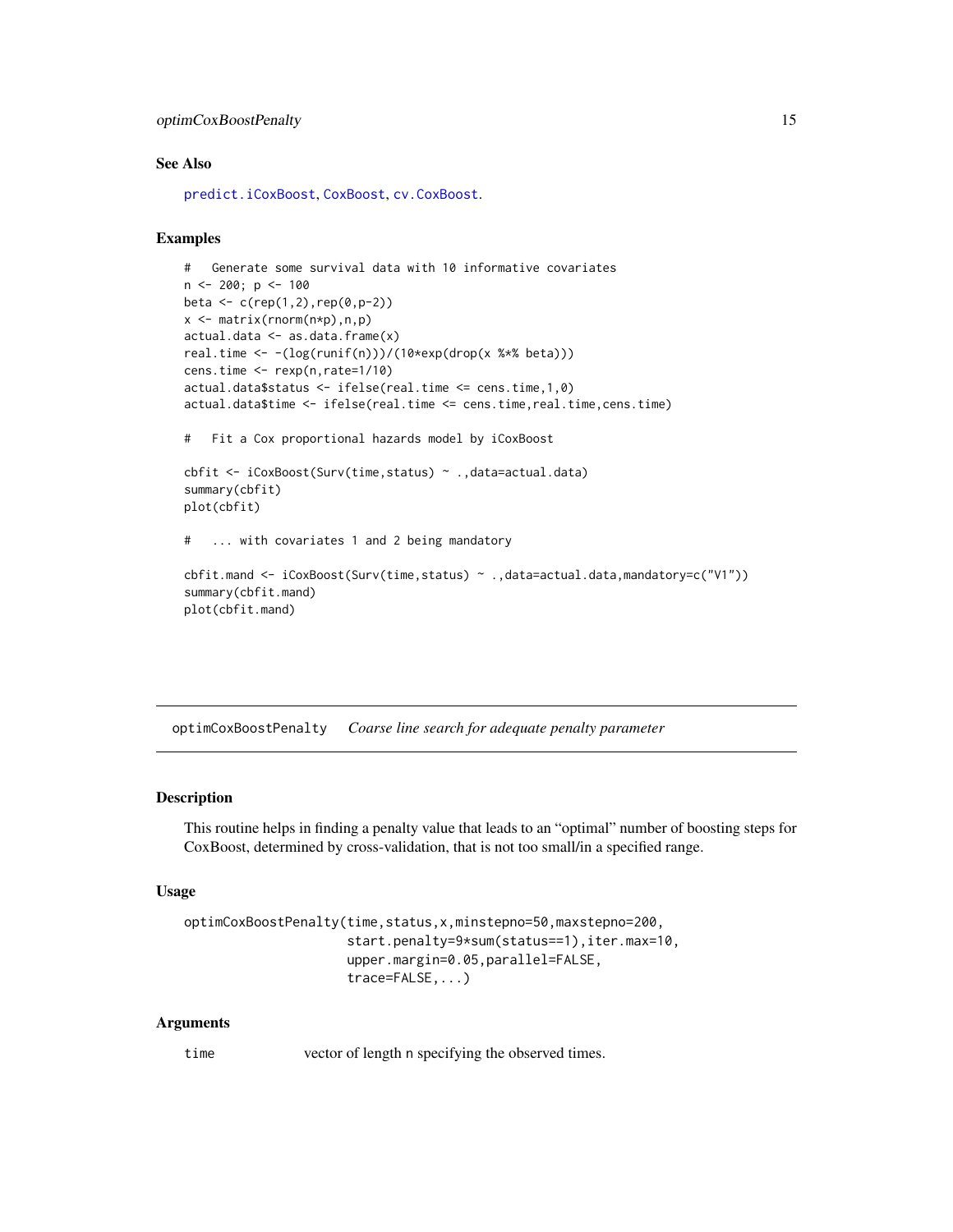### See Also

predict.iCoxBoost, CoxBoost, cv.CoxBoost.

### Examples

```
#   Generate some survival data with 10 informative covariates
n <- 200; p <- 100
beta <- c(rep(1,2),rep(0,p-2))
x <- matrix(rnorm(n*p),n,p)
actual.data <- as.data.frame(x)
real.time <- -(log(runif(n)))/(10*exp(drop(x %*% beta)))
cens.time <- rexp(n,rate=1/10)
actual.data$status <- ifelse(real.time <= cens.time,1,0)
actual.data$time <- ifelse(real.time <= cens.time,real.time,cens.time)

#   Fit a Cox proportional hazards model by iCoxBoost

cbfit <- iCoxBoost(Surv(time,status) ~ .,data=actual.data)
summary(cbfit)
plot(cbfit)

#   ... with covariates 1 and 2 being mandatory

cbfit.mand <- iCoxBoost(Surv(time,status) ~ .,data=actual.data,mandatory=c("V1"))
summary(cbfit.mand)
plot(cbfit.mand)
```

---

## optimCoxBoostPenalty    *Coarse line search for adequate penalty parameter*

### Description

This routine helps in finding a penalty value that leads to an "optimal" number of boosting steps for CoxBoost, determined by cross-validation, that is not too small/in a specified range.

### Usage

```
optimCoxBoostPenalty(time,status,x,minstepno=50,maxstepno=200,
                     start.penalty=9*sum(status==1),iter.max=10,
                     upper.margin=0.05,parallel=FALSE,
                     trace=FALSE,...)
```

### Arguments

`time` vector of length n specifying the observed times.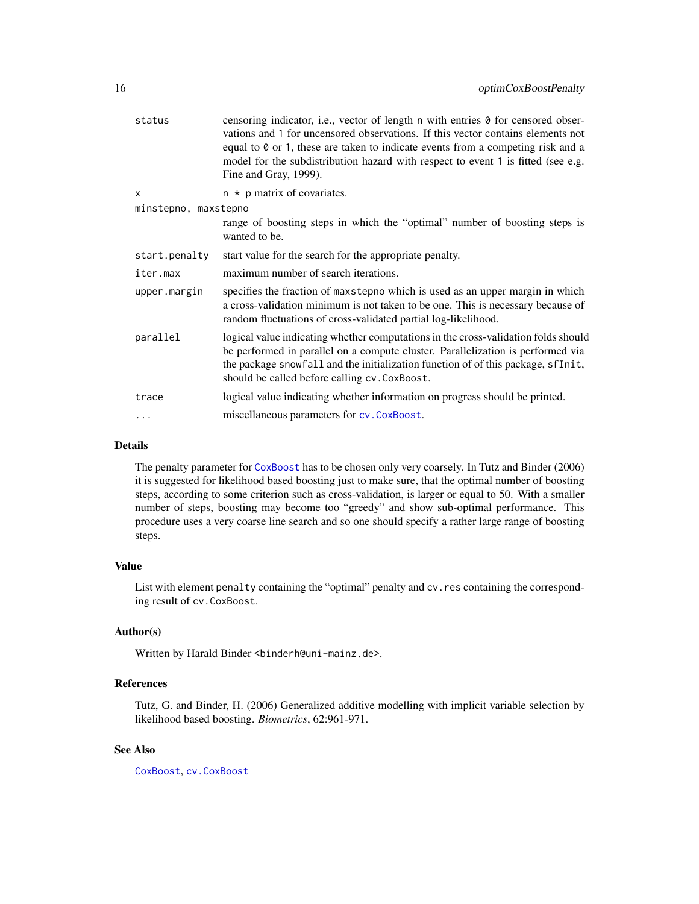| | |
|---|---|
| `status` | censoring indicator, i.e., vector of length `n` with entries `0` for censored observations and `1` for uncensored observations. If this vector contains elements not equal to `0` or `1`, these are taken to indicate events from a competing risk and a model for the subdistribution hazard with respect to event `1` is fitted (see e.g. Fine and Gray, 1999). |
| `x` | `n * p` matrix of covariates. |
| `minstepno, maxstepno` | range of boosting steps in which the "optimal" number of boosting steps is wanted to be. |
| `start.penalty` | start value for the search for the appropriate penalty. |
| `iter.max` | maximum number of search iterations. |
| `upper.margin` | specifies the fraction of `maxstepno` which is used as an upper margin in which a cross-validation minimum is not taken to be one. This is necessary because of random fluctuations of cross-validated partial log-likelihood. |
| `parallel` | logical value indicating whether computations in the cross-validation folds should be performed in parallel on a compute cluster. Parallelization is performed via the package `snowfall` and the initialization function of of this package, `sfInit`, should be called before calling `cv.CoxBoost`. |
| `trace` | logical value indicating whether information on progress should be printed. |
| `...` | miscellaneous parameters for `cv.CoxBoost`. |

## Details

The penalty parameter for `CoxBoost` has to be chosen only very coarsely. In Tutz and Binder (2006) it is suggested for likelihood based boosting just to make sure, that the optimal number of boosting steps, according to some criterion such as cross-validation, is larger or equal to 50. With a smaller number of steps, boosting may become too "greedy" and show sub-optimal performance. This procedure uses a very coarse line search and so one should specify a rather large range of boosting steps.

## Value

List with element `penalty` containing the "optimal" penalty and `cv.res` containing the corresponding result of `cv.CoxBoost`.

## Author(s)

Written by Harald Binder <binderh@uni-mainz.de>.

## References

Tutz, G. and Binder, H. (2006) Generalized additive modelling with implicit variable selection by likelihood based boosting. *Biometrics*, 62:961-971.

## See Also

`CoxBoost`, `cv.CoxBoost`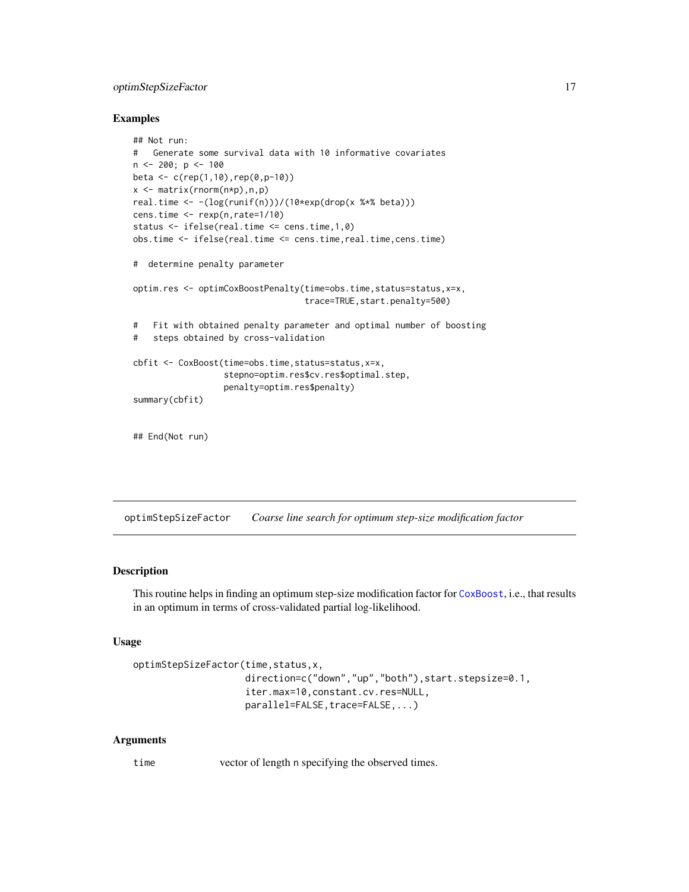### Examples

```
## Not run:
#   Generate some survival data with 10 informative covariates
n <- 200; p <- 100
beta <- c(rep(1,10),rep(0,p-10))
x <- matrix(rnorm(n*p),n,p)
real.time <- -(log(runif(n)))/(10*exp(drop(x %*% beta)))
cens.time <- rexp(n,rate=1/10)
status <- ifelse(real.time <= cens.time,1,0)
obs.time <- ifelse(real.time <= cens.time,real.time,cens.time)

#  determine penalty parameter

optim.res <- optimCoxBoostPenalty(time=obs.time,status=status,x=x,
                                  trace=TRUE,start.penalty=500)

#   Fit with obtained penalty parameter and optimal number of boosting
#   steps obtained by cross-validation

cbfit <- CoxBoost(time=obs.time,status=status,x=x,
                  stepno=optim.res$cv.res$optimal.step,
                  penalty=optim.res$penalty)
summary(cbfit)


## End(Not run)
```

---

## optimStepSizeFactor    *Coarse line search for optimum step-size modification factor*

### Description

This routine helps in finding an optimum step-size modification factor for CoxBoost, i.e., that results in an optimum in terms of cross-validated partial log-likelihood.

### Usage

```
optimStepSizeFactor(time,status,x,
                    direction=c("down","up","both"),start.stepsize=0.1,
                    iter.max=10,constant.cv.res=NULL,
                    parallel=FALSE,trace=FALSE,...)
```

### Arguments

`time` vector of length n specifying the observed times.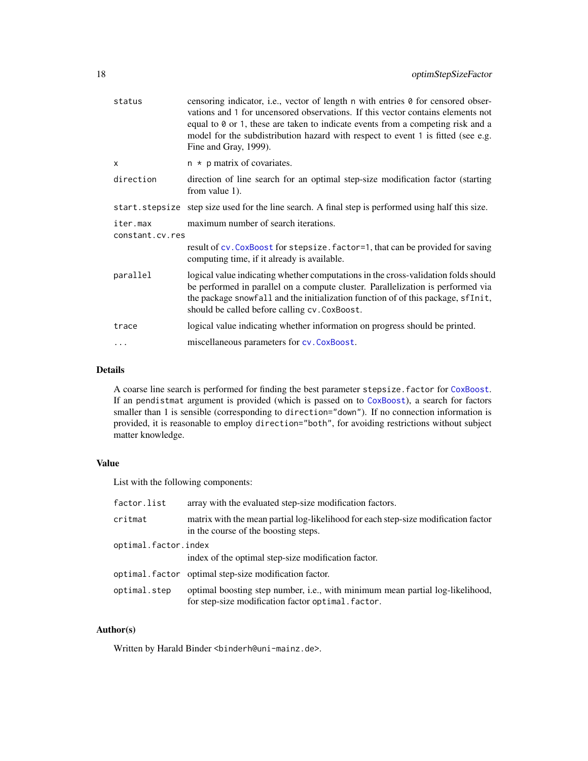| | |
|---|---|
| `status` | censoring indicator, i.e., vector of length `n` with entries `0` for censored observations and `1` for uncensored observations. If this vector contains elements not equal to `0` or `1`, these are taken to indicate events from a competing risk and a model for the subdistribution hazard with respect to event `1` is fitted (see e.g. Fine and Gray, 1999). |
| `x` | `n * p` matrix of covariates. |
| `direction` | direction of line search for an optimal step-size modification factor (starting from value 1). |
| `start.stepsize` | step size used for the line search. A final step is performed using half this size. |
| `iter.max` | maximum number of search iterations. |
| `constant.cv.res` | result of `cv.CoxBoost` for `stepsize.factor=1`, that can be provided for saving computing time, if it already is available. |
| `parallel` | logical value indicating whether computations in the cross-validation folds should be performed in parallel on a compute cluster. Parallelization is performed via the package `snowfall` and the initialization function of of this package, `sfInit`, should be called before calling `cv.CoxBoost`. |
| `trace` | logical value indicating whether information on progress should be printed. |
| `...` | miscellaneous parameters for `cv.CoxBoost`. |

## Details

A coarse line search is performed for finding the best parameter `stepsize.factor` for `CoxBoost`. If an `pendistmat` argument is provided (which is passed on to `CoxBoost`), a search for factors smaller than 1 is sensible (corresponding to `direction="down"`). If no connection information is provided, it is reasonable to employ `direction="both"`, for avoiding restrictions without subject matter knowledge.

## Value

List with the following components:

| | |
|---|---|
| `factor.list` | array with the evaluated step-size modification factors. |
| `critmat` | matrix with the mean partial log-likelihood for each step-size modification factor in the course of the boosting steps. |
| `optimal.factor.index` | index of the optimal step-size modification factor. |
| `optimal.factor` | optimal step-size modification factor. |
| `optimal.step` | optimal boosting step number, i.e., with minimum mean partial log-likelihood, for step-size modification factor `optimal.factor`. |

## Author(s)

Written by Harald Binder <binderh@uni-mainz.de>.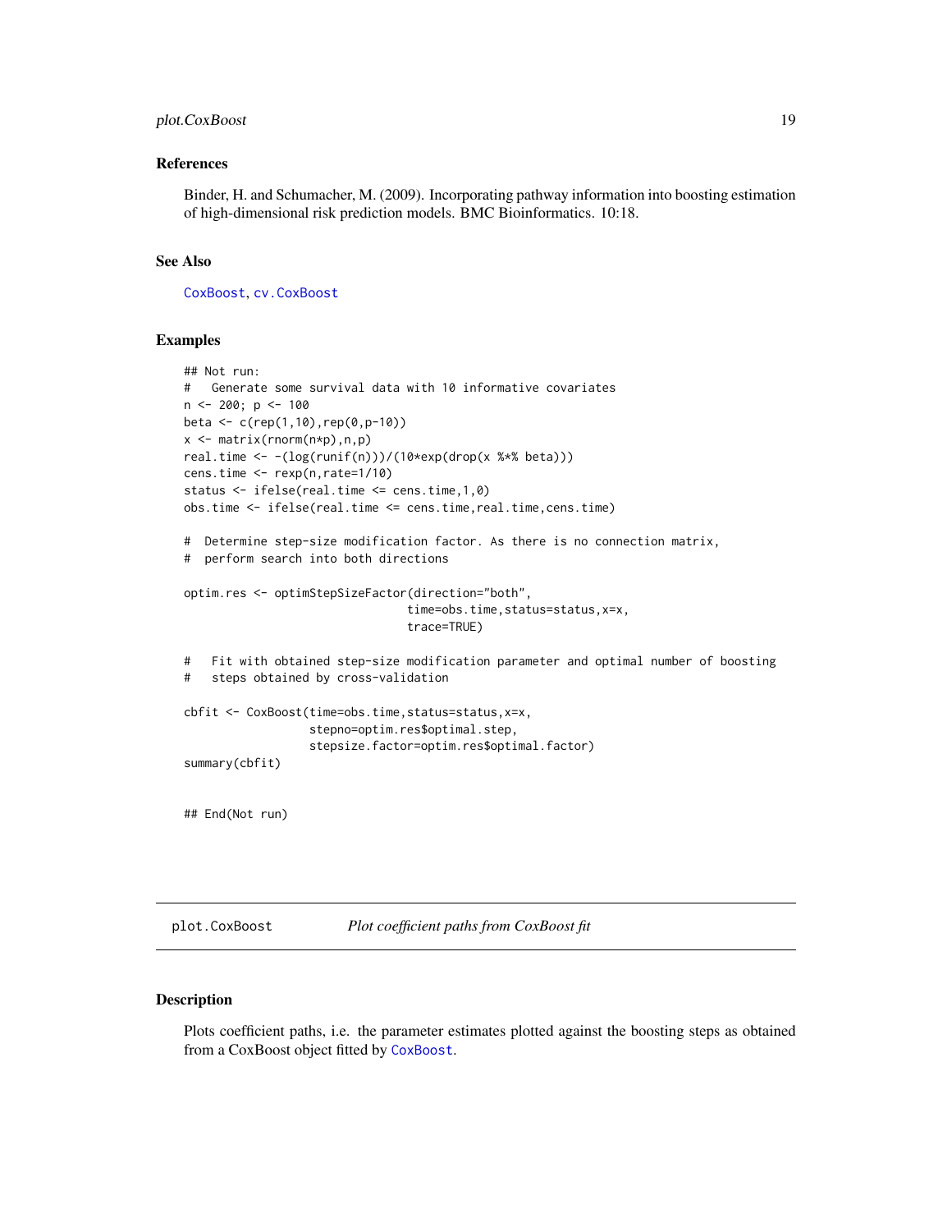### References

Binder, H. and Schumacher, M. (2009). Incorporating pathway information into boosting estimation of high-dimensional risk prediction models. BMC Bioinformatics. 10:18.

### See Also

CoxBoost, cv.CoxBoost

### Examples

```
## Not run:
#   Generate some survival data with 10 informative covariates
n <- 200; p <- 100
beta <- c(rep(1,10),rep(0,p-10))
x <- matrix(rnorm(n*p),n,p)
real.time <- -(log(runif(n)))/(10*exp(drop(x %*% beta)))
cens.time <- rexp(n,rate=1/10)
status <- ifelse(real.time <= cens.time,1,0)
obs.time <- ifelse(real.time <= cens.time,real.time,cens.time)

#  Determine step-size modification factor. As there is no connection matrix,
#  perform search into both directions

optim.res <- optimStepSizeFactor(direction="both",
                                time=obs.time,status=status,x=x,
                                trace=TRUE)

#   Fit with obtained step-size modification parameter and optimal number of boosting
#   steps obtained by cross-validation

cbfit <- CoxBoost(time=obs.time,status=status,x=x,
                  stepno=optim.res$optimal.step,
                  stepsize.factor=optim.res$optimal.factor)
summary(cbfit)


## End(Not run)
```

---

## plot.CoxBoost — *Plot coefficient paths from CoxBoost fit*

### Description

Plots coefficient paths, i.e. the parameter estimates plotted against the boosting steps as obtained from a CoxBoost object fitted by CoxBoost.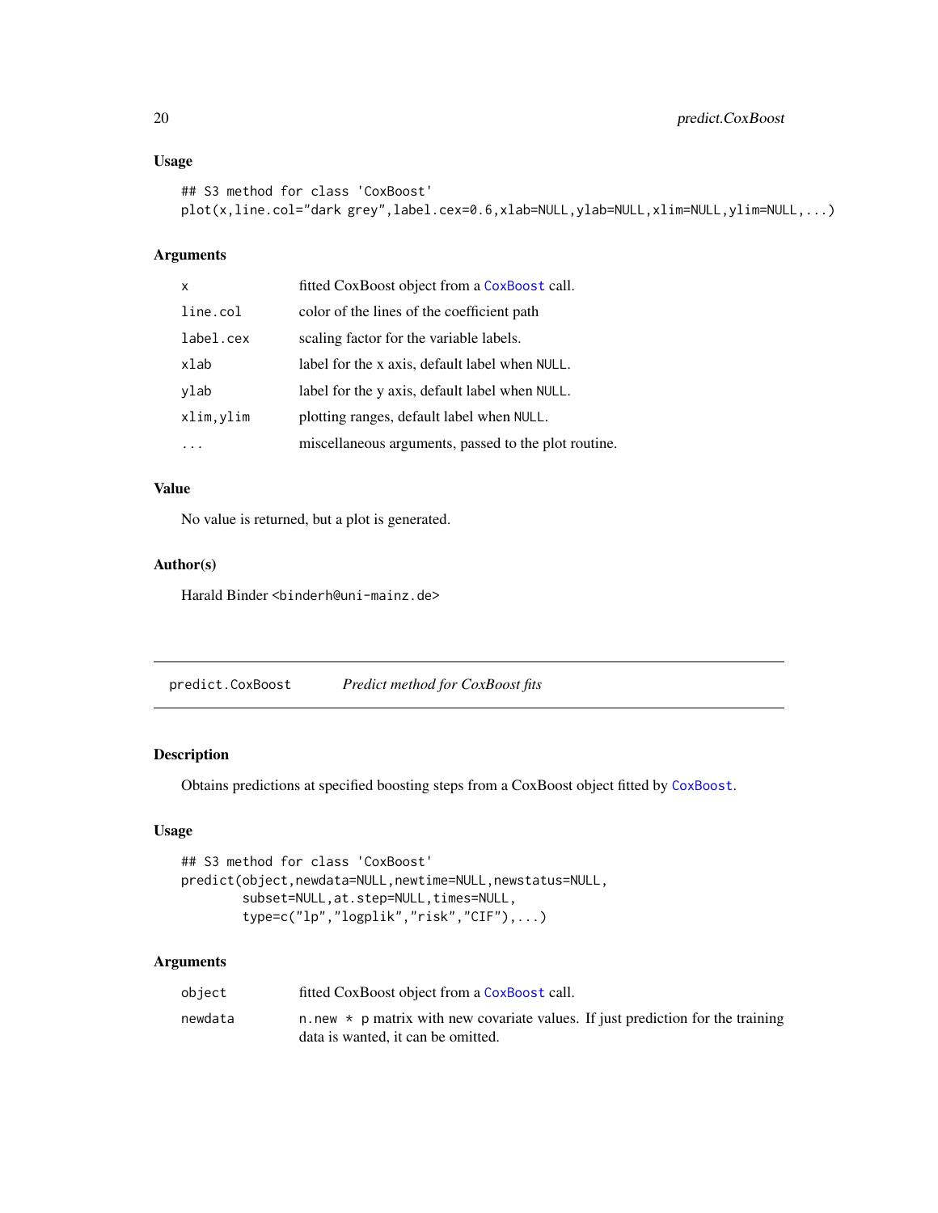### Usage

```
## S3 method for class 'CoxBoost'
plot(x,line.col="dark grey",label.cex=0.6,xlab=NULL,ylab=NULL,xlim=NULL,ylim=NULL,...)
```

### Arguments

| | |
|---|---|
| x | fitted CoxBoost object from a CoxBoost call. |
| line.col | color of the lines of the coefficient path |
| label.cex | scaling factor for the variable labels. |
| xlab | label for the x axis, default label when NULL. |
| ylab | label for the y axis, default label when NULL. |
| xlim,ylim | plotting ranges, default label when NULL. |
| ... | miscellaneous arguments, passed to the plot routine. |

### Value

No value is returned, but a plot is generated.

### Author(s)

Harald Binder <binderh@uni-mainz.de>

---

## predict.CoxBoost    *Predict method for CoxBoost fits*

### Description

Obtains predictions at specified boosting steps from a CoxBoost object fitted by CoxBoost.

### Usage

```
## S3 method for class 'CoxBoost'
predict(object,newdata=NULL,newtime=NULL,newstatus=NULL,
        subset=NULL,at.step=NULL,times=NULL,
        type=c("lp","logplik","risk","CIF"),...)
```

### Arguments

| | |
|---|---|
| object | fitted CoxBoost object from a CoxBoost call. |
| newdata | n.new * p matrix with new covariate values. If just prediction for the training data is wanted, it can be omitted. |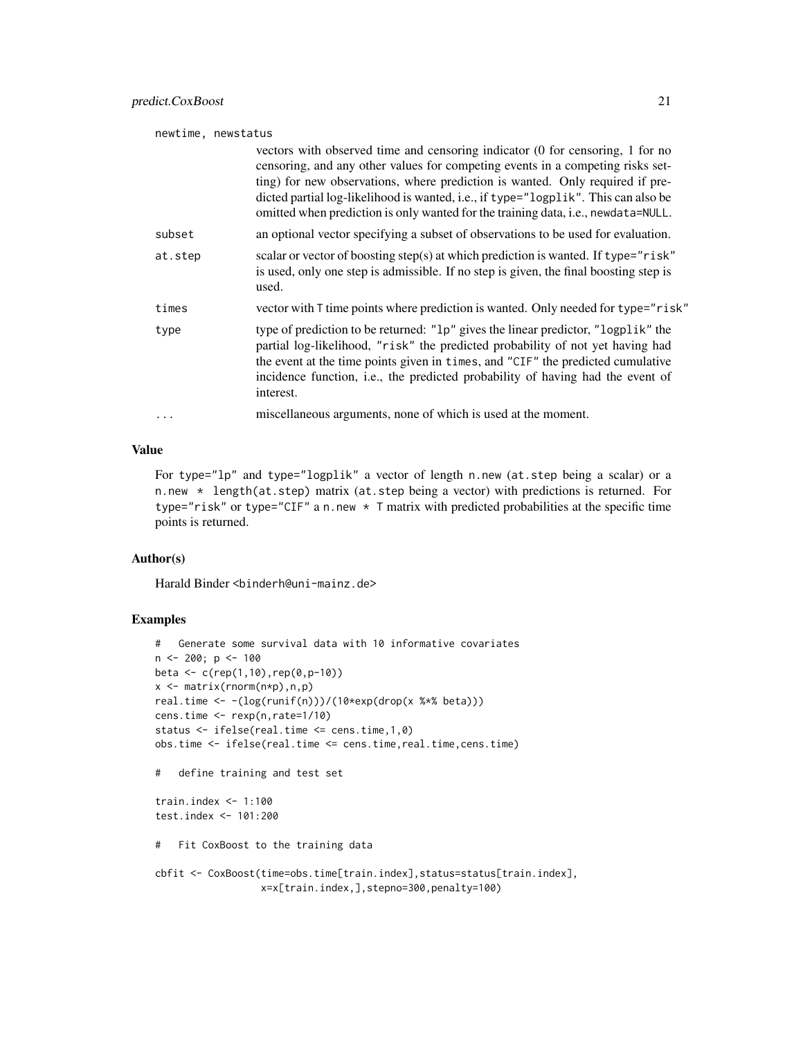`newtime, newstatus`
: vectors with observed time and censoring indicator (0 for censoring, 1 for no censoring, and any other values for competing events in a competing risks setting) for new observations, where prediction is wanted. Only required if predicted partial log-likelihood is wanted, i.e., if `type="logplik"`. This can also be omitted when prediction is only wanted for the training data, i.e., `newdata=NULL`.

`subset`
: an optional vector specifying a subset of observations to be used for evaluation.

`at.step`
: scalar or vector of boosting step(s) at which prediction is wanted. If `type="risk"` is used, only one step is admissible. If no step is given, the final boosting step is used.

`times`
: vector with `T` time points where prediction is wanted. Only needed for `type="risk"`

`type`
: type of prediction to be returned: `"lp"` gives the linear predictor, `"logplik"` the partial log-likelihood, `"risk"` the predicted probability of not yet having had the event at the time points given in `times`, and `"CIF"` the predicted cumulative incidence function, i.e., the predicted probability of having had the event of interest.

`...`
: miscellaneous arguments, none of which is used at the moment.

## Value

For `type="lp"` and `type="logplik"` a vector of length `n.new` (`at.step` being a scalar) or a `n.new * length(at.step)` matrix (`at.step` being a vector) with predictions is returned. For `type="risk"` or `type="CIF"` a `n.new * T` matrix with predicted probabilities at the specific time points is returned.

## Author(s)

Harald Binder <binderh@uni-mainz.de>

## Examples

```
#   Generate some survival data with 10 informative covariates
n <- 200; p <- 100
beta <- c(rep(1,10),rep(0,p-10))
x <- matrix(rnorm(n*p),n,p)
real.time <- -(log(runif(n)))/(10*exp(drop(x %*% beta)))
cens.time <- rexp(n,rate=1/10)
status <- ifelse(real.time <= cens.time,1,0)
obs.time <- ifelse(real.time <= cens.time,real.time,cens.time)

#   define training and test set

train.index <- 1:100
test.index <- 101:200

#   Fit CoxBoost to the training data

cbfit <- CoxBoost(time=obs.time[train.index],status=status[train.index],
                  x=x[train.index,],stepno=300,penalty=100)
```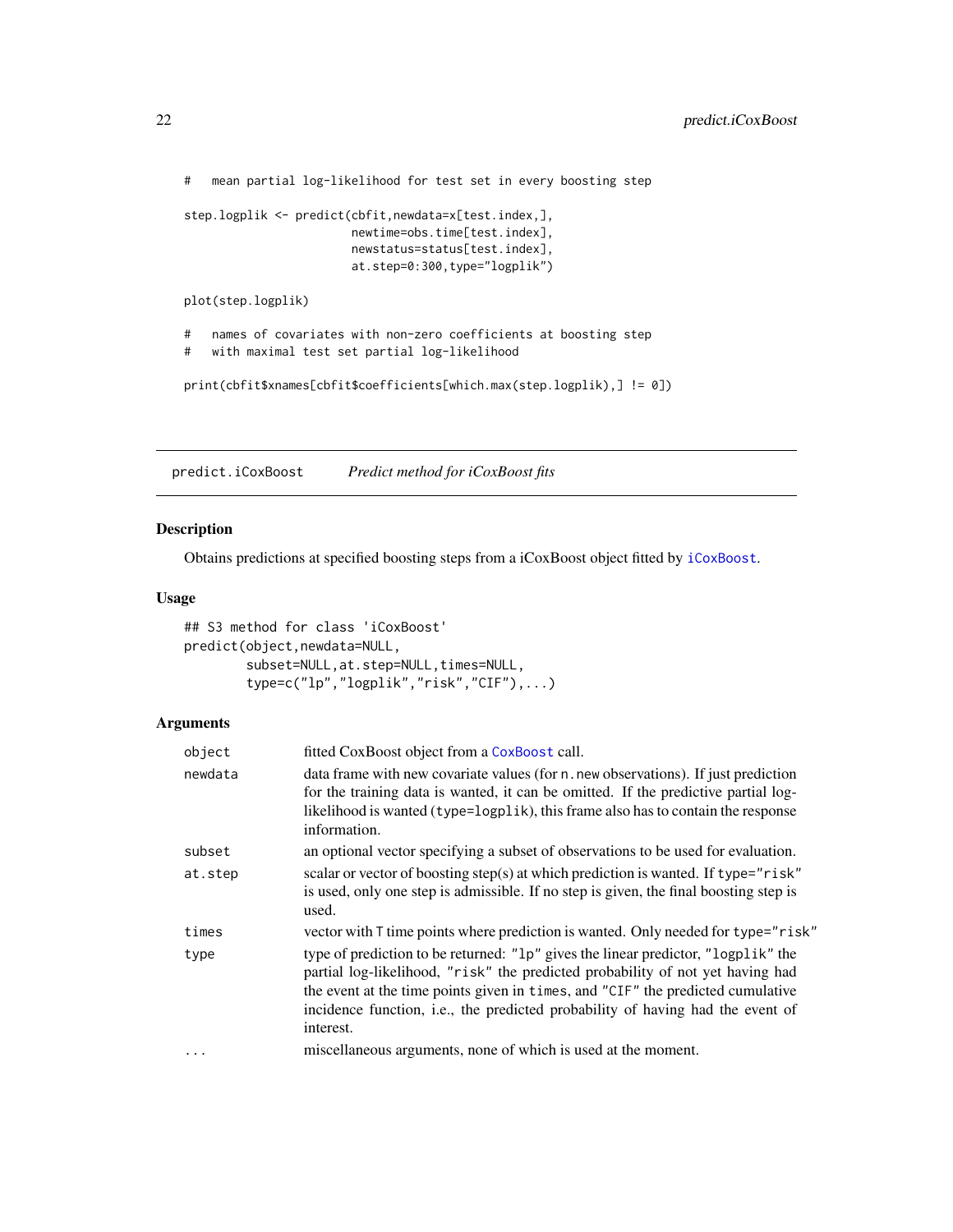```
#   mean partial log-likelihood for test set in every boosting step

step.logplik <- predict(cbfit,newdata=x[test.index,],
                        newtime=obs.time[test.index],
                        newstatus=status[test.index],
                        at.step=0:300,type="logplik")

plot(step.logplik)

#   names of covariates with non-zero coefficients at boosting step
#   with maximal test set partial log-likelihood

print(cbfit$xnames[cbfit$coefficients[which.max(step.logplik),] != 0])
```

---

## predict.iCoxBoost *Predict method for iCoxBoost fits*

### Description

Obtains predictions at specified boosting steps from a iCoxBoost object fitted by `iCoxBoost`.

### Usage

```
## S3 method for class 'iCoxBoost'
predict(object,newdata=NULL,
        subset=NULL,at.step=NULL,times=NULL,
        type=c("lp","logplik","risk","CIF"),...)
```

### Arguments

| | |
|---|---|
| `object` | fitted CoxBoost object from a `CoxBoost` call. |
| `newdata` | data frame with new covariate values (for `n.new` observations). If just prediction for the training data is wanted, it can be omitted. If the predictive partial log-likelihood is wanted (`type=logplik`), this frame also has to contain the response information. |
| `subset` | an optional vector specifying a subset of observations to be used for evaluation. |
| `at.step` | scalar or vector of boosting step(s) at which prediction is wanted. If `type="risk"` is used, only one step is admissible. If no step is given, the final boosting step is used. |
| `times` | vector with `T` time points where prediction is wanted. Only needed for `type="risk"` |
| `type` | type of prediction to be returned: `"lp"` gives the linear predictor, `"logplik"` the partial log-likelihood, `"risk"` the predicted probability of not yet having had the event at the time points given in `times`, and `"CIF"` the predicted cumulative incidence function, i.e., the predicted probability of having had the event of interest. |
| `...` | miscellaneous arguments, none of which is used at the moment. |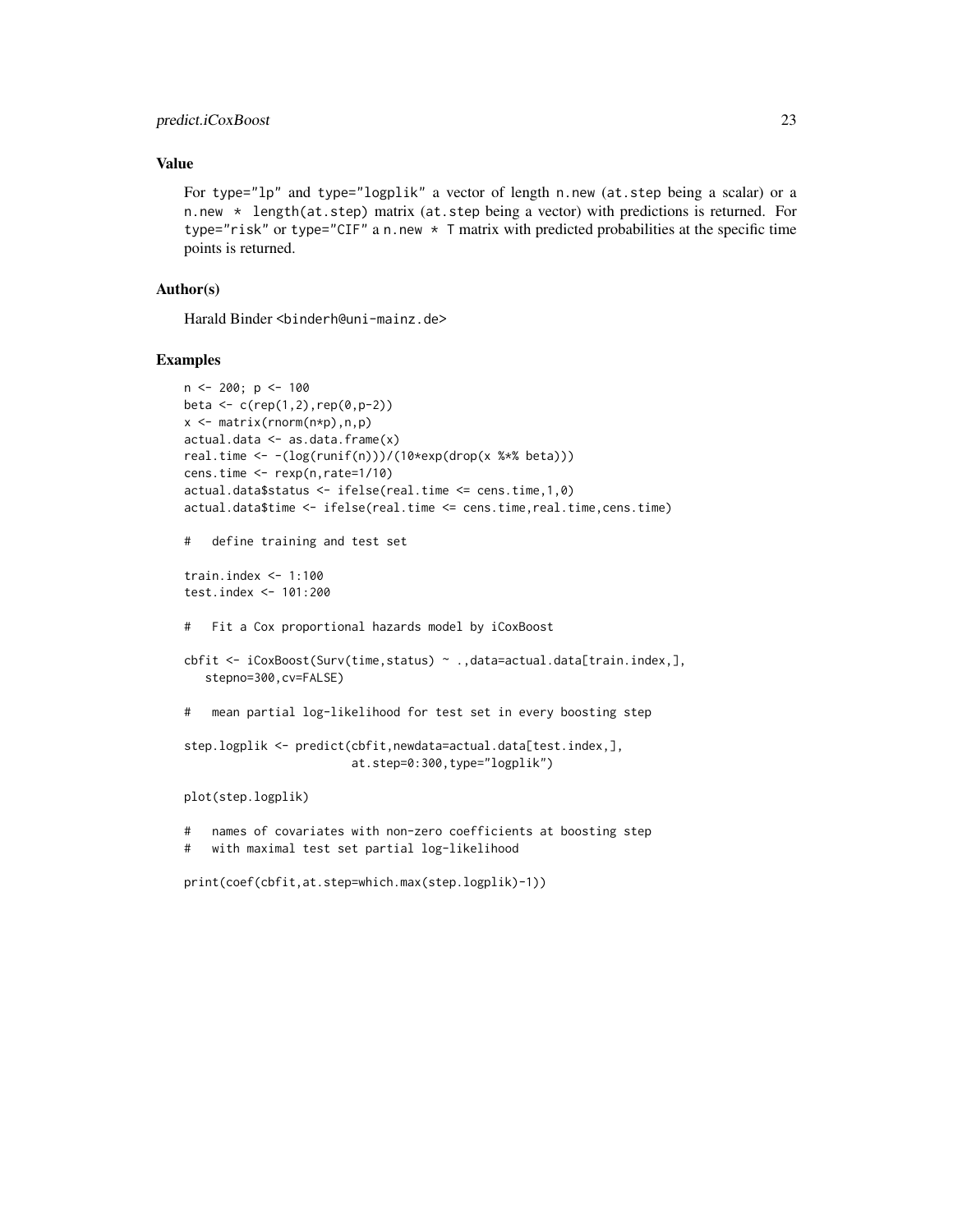## Value

For type="lp" and type="logplik" a vector of length n.new (at.step being a scalar) or a n.new * length(at.step) matrix (at.step being a vector) with predictions is returned. For type="risk" or type="CIF" a n.new * T matrix with predicted probabilities at the specific time points is returned.

## Author(s)

Harald Binder <binderh@uni-mainz.de>

## Examples

```
n <- 200; p <- 100
beta <- c(rep(1,2),rep(0,p-2))
x <- matrix(rnorm(n*p),n,p)
actual.data <- as.data.frame(x)
real.time <- -(log(runif(n)))/(10*exp(drop(x %*% beta)))
cens.time <- rexp(n,rate=1/10)
actual.data$status <- ifelse(real.time <= cens.time,1,0)
actual.data$time <- ifelse(real.time <= cens.time,real.time,cens.time)

#   define training and test set

train.index <- 1:100
test.index <- 101:200

#   Fit a Cox proportional hazards model by iCoxBoost

cbfit <- iCoxBoost(Surv(time,status) ~ .,data=actual.data[train.index,],
   stepno=300,cv=FALSE)

#   mean partial log-likelihood for test set in every boosting step

step.logplik <- predict(cbfit,newdata=actual.data[test.index,],
                        at.step=0:300,type="logplik")

plot(step.logplik)

#   names of covariates with non-zero coefficients at boosting step
#   with maximal test set partial log-likelihood

print(coef(cbfit,at.step=which.max(step.logplik)-1))
```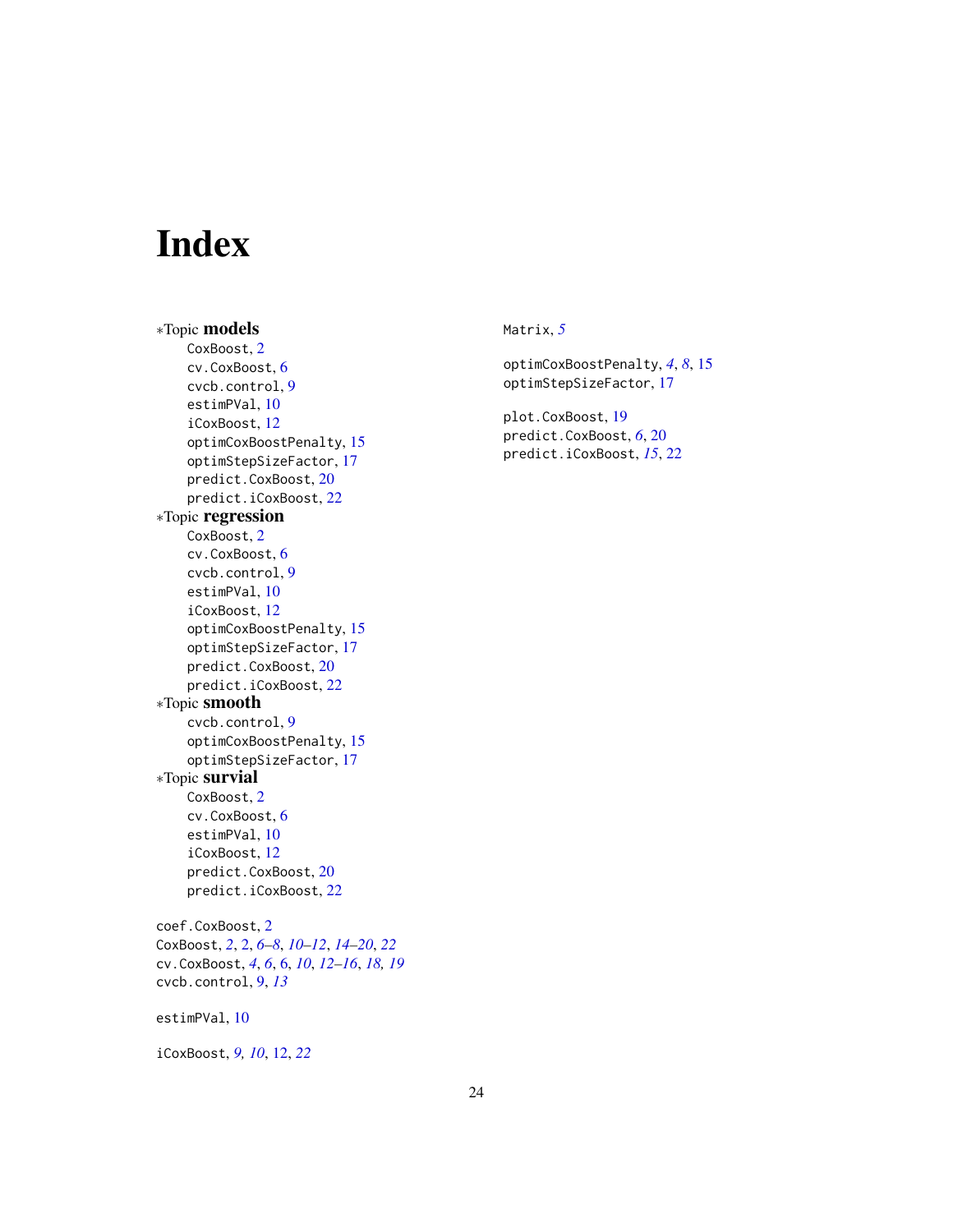# Index

∗Topic **models**

- CoxBoost, 2
- cv.CoxBoost, 6
- cvcb.control, 9
- estimPVal, 10
- iCoxBoost, 12
- optimCoxBoostPenalty, 15
- optimStepSizeFactor, 17
- predict.CoxBoost, 20
- predict.iCoxBoost, 22

∗Topic **regression**

- CoxBoost, 2
- cv.CoxBoost, 6
- cvcb.control, 9
- estimPVal, 10
- iCoxBoost, 12
- optimCoxBoostPenalty, 15
- optimStepSizeFactor, 17
- predict.CoxBoost, 20
- predict.iCoxBoost, 22

∗Topic **smooth**

- cvcb.control, 9
- optimCoxBoostPenalty, 15
- optimStepSizeFactor, 17

∗Topic **survial**

- CoxBoost, 2
- cv.CoxBoost, 6
- estimPVal, 10
- iCoxBoost, 12
- predict.CoxBoost, 20
- predict.iCoxBoost, 22

coef.CoxBoost, 2
CoxBoost, *2*, 2, *6–8*, *10–12*, *14–20*, *22*
cv.CoxBoost, *4*, *6*, 6, *10*, *12–16*, *18, 19*
cvcb.control, 9, *13*

estimPVal, 10

iCoxBoost, *9, 10*, 12, *22*

Matrix, *5*

optimCoxBoostPenalty, *4*, *8*, 15
optimStepSizeFactor, 17

plot.CoxBoost, 19
predict.CoxBoost, *6*, 20
predict.iCoxBoost, *15*, 22